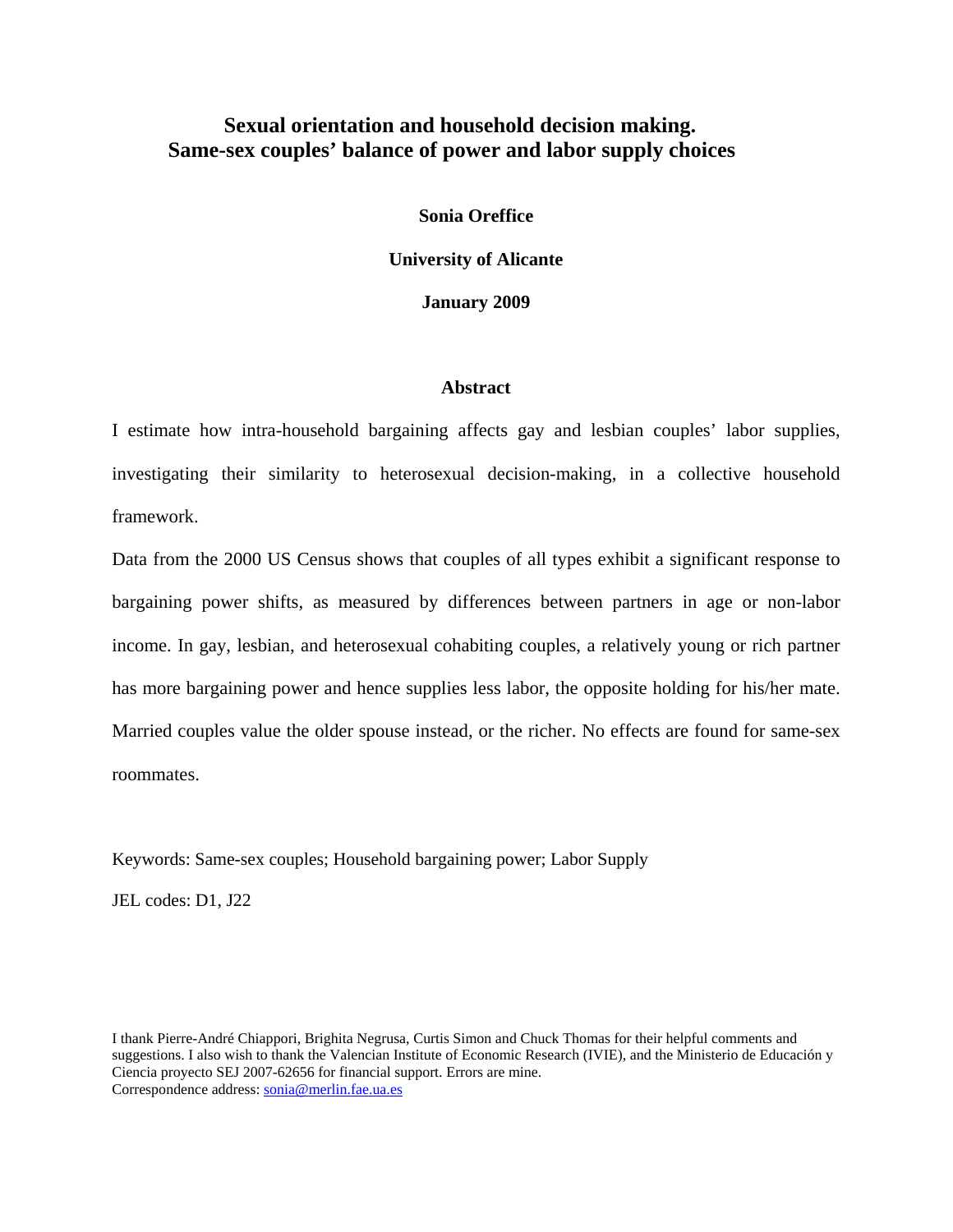# Sexual orientation and household decision making.
# Same-sex couples' balance of power and labor supply choices

**Sonia Oreffice**

**University of Alicante**

**January 2009**

## Abstract

I estimate how intra-household bargaining affects gay and lesbian couples' labor supplies, investigating their similarity to heterosexual decision-making, in a collective household framework.

Data from the 2000 US Census shows that couples of all types exhibit a significant response to bargaining power shifts, as measured by differences between partners in age or non-labor income. In gay, lesbian, and heterosexual cohabiting couples, a relatively young or rich partner has more bargaining power and hence supplies less labor, the opposite holding for his/her mate. Married couples value the older spouse instead, or the richer. No effects are found for same-sex roommates.

Keywords: Same-sex couples; Household bargaining power; Labor Supply

JEL codes: D1, J22

I thank Pierre-André Chiappori, Brighita Negrusa, Curtis Simon and Chuck Thomas for their helpful comments and suggestions. I also wish to thank the Valencian Institute of Economic Research (IVIE), and the Ministerio de Educación y Ciencia proyecto SEJ 2007-62656 for financial support. Errors are mine.
Correspondence address: sonia@merlin.fae.ua.es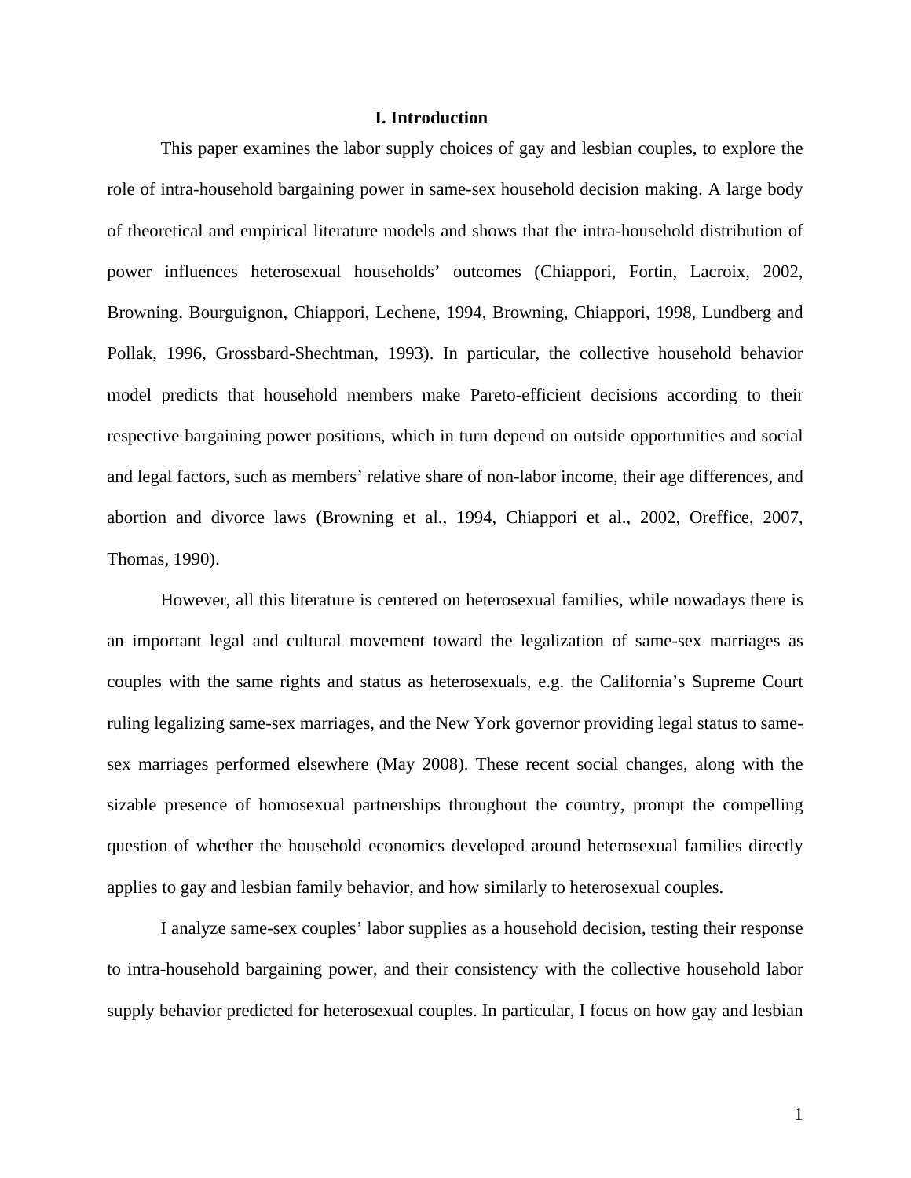## I. Introduction

This paper examines the labor supply choices of gay and lesbian couples, to explore the role of intra-household bargaining power in same-sex household decision making. A large body of theoretical and empirical literature models and shows that the intra-household distribution of power influences heterosexual households' outcomes (Chiappori, Fortin, Lacroix, 2002, Browning, Bourguignon, Chiappori, Lechene, 1994, Browning, Chiappori, 1998, Lundberg and Pollak, 1996, Grossbard-Shechtman, 1993). In particular, the collective household behavior model predicts that household members make Pareto-efficient decisions according to their respective bargaining power positions, which in turn depend on outside opportunities and social and legal factors, such as members' relative share of non-labor income, their age differences, and abortion and divorce laws (Browning et al., 1994, Chiappori et al., 2002, Oreffice, 2007, Thomas, 1990).

However, all this literature is centered on heterosexual families, while nowadays there is an important legal and cultural movement toward the legalization of same-sex marriages as couples with the same rights and status as heterosexuals, e.g. the California's Supreme Court ruling legalizing same-sex marriages, and the New York governor providing legal status to same-sex marriages performed elsewhere (May 2008). These recent social changes, along with the sizable presence of homosexual partnerships throughout the country, prompt the compelling question of whether the household economics developed around heterosexual families directly applies to gay and lesbian family behavior, and how similarly to heterosexual couples.

I analyze same-sex couples' labor supplies as a household decision, testing their response to intra-household bargaining power, and their consistency with the collective household labor supply behavior predicted for heterosexual couples. In particular, I focus on how gay and lesbian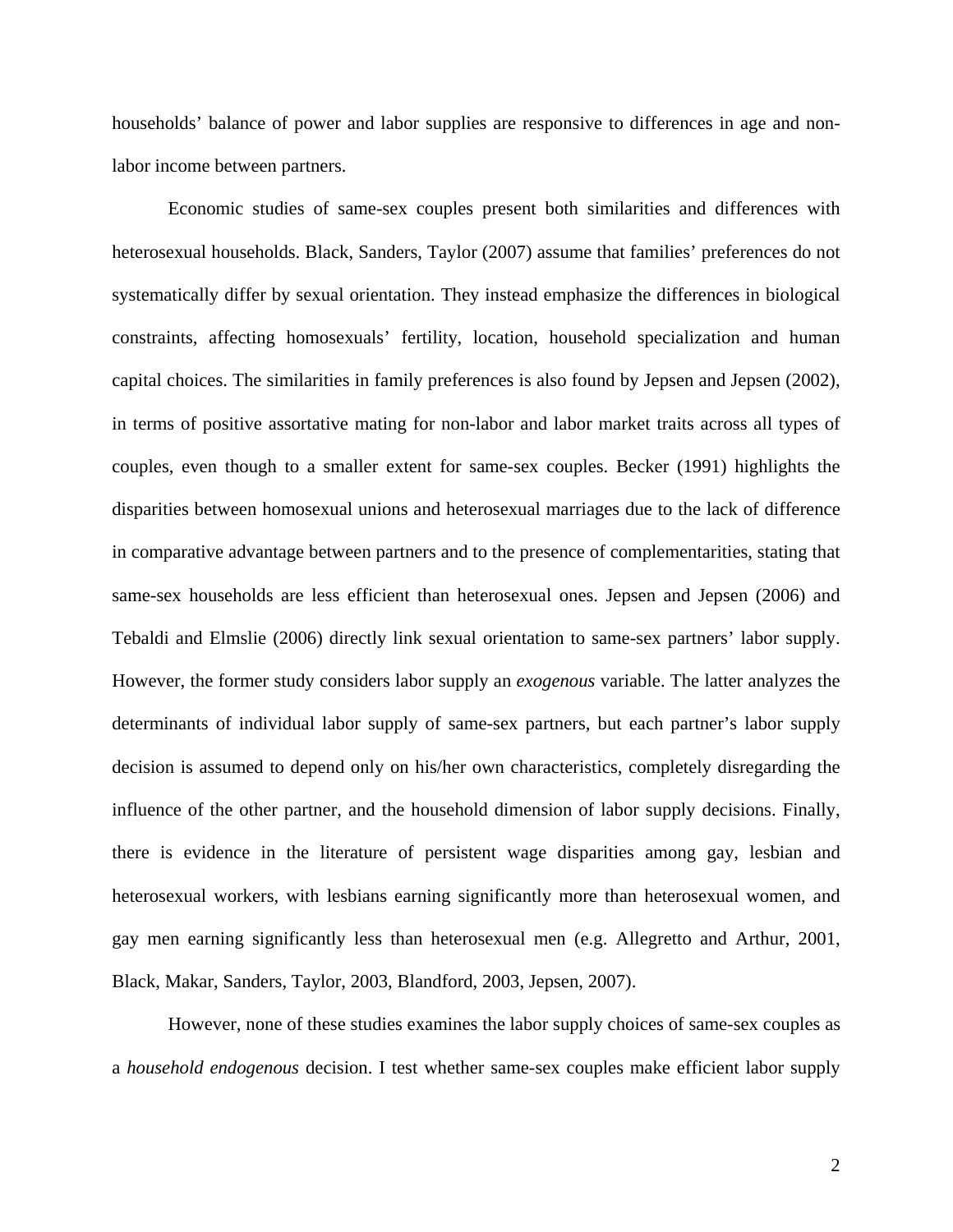households' balance of power and labor supplies are responsive to differences in age and non-labor income between partners.

Economic studies of same-sex couples present both similarities and differences with heterosexual households. Black, Sanders, Taylor (2007) assume that families' preferences do not systematically differ by sexual orientation. They instead emphasize the differences in biological constraints, affecting homosexuals' fertility, location, household specialization and human capital choices. The similarities in family preferences is also found by Jepsen and Jepsen (2002), in terms of positive assortative mating for non-labor and labor market traits across all types of couples, even though to a smaller extent for same-sex couples. Becker (1991) highlights the disparities between homosexual unions and heterosexual marriages due to the lack of difference in comparative advantage between partners and to the presence of complementarities, stating that same-sex households are less efficient than heterosexual ones. Jepsen and Jepsen (2006) and Tebaldi and Elmslie (2006) directly link sexual orientation to same-sex partners' labor supply. However, the former study considers labor supply an *exogenous* variable. The latter analyzes the determinants of individual labor supply of same-sex partners, but each partner's labor supply decision is assumed to depend only on his/her own characteristics, completely disregarding the influence of the other partner, and the household dimension of labor supply decisions. Finally, there is evidence in the literature of persistent wage disparities among gay, lesbian and heterosexual workers, with lesbians earning significantly more than heterosexual women, and gay men earning significantly less than heterosexual men (e.g. Allegretto and Arthur, 2001, Black, Makar, Sanders, Taylor, 2003, Blandford, 2003, Jepsen, 2007).

However, none of these studies examines the labor supply choices of same-sex couples as a *household endogenous* decision. I test whether same-sex couples make efficient labor supply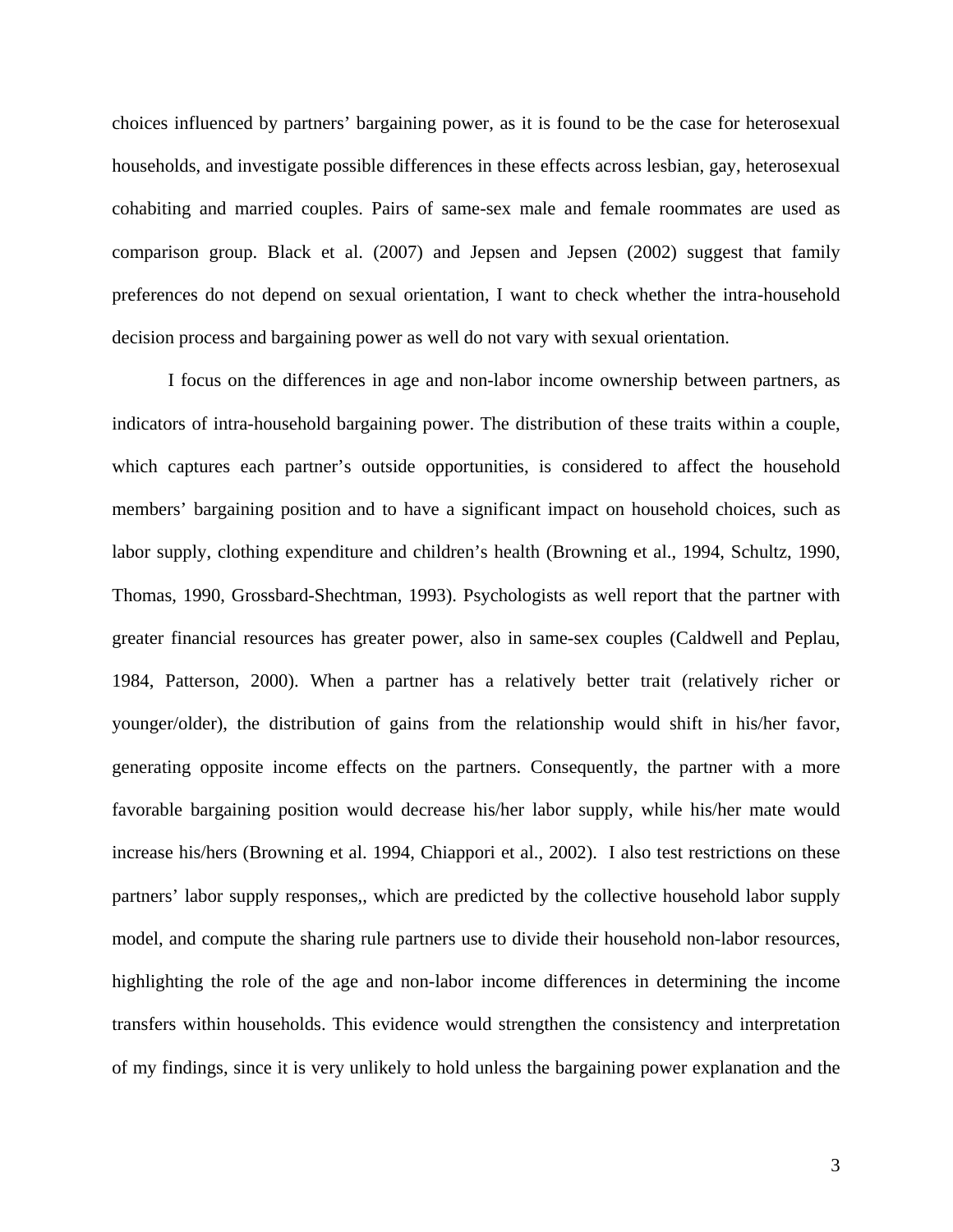choices influenced by partners' bargaining power, as it is found to be the case for heterosexual households, and investigate possible differences in these effects across lesbian, gay, heterosexual cohabiting and married couples. Pairs of same-sex male and female roommates are used as comparison group. Black et al. (2007) and Jepsen and Jepsen (2002) suggest that family preferences do not depend on sexual orientation, I want to check whether the intra-household decision process and bargaining power as well do not vary with sexual orientation.

I focus on the differences in age and non-labor income ownership between partners, as indicators of intra-household bargaining power. The distribution of these traits within a couple, which captures each partner's outside opportunities, is considered to affect the household members' bargaining position and to have a significant impact on household choices, such as labor supply, clothing expenditure and children's health (Browning et al., 1994, Schultz, 1990, Thomas, 1990, Grossbard-Shechtman, 1993). Psychologists as well report that the partner with greater financial resources has greater power, also in same-sex couples (Caldwell and Peplau, 1984, Patterson, 2000). When a partner has a relatively better trait (relatively richer or younger/older), the distribution of gains from the relationship would shift in his/her favor, generating opposite income effects on the partners. Consequently, the partner with a more favorable bargaining position would decrease his/her labor supply, while his/her mate would increase his/hers (Browning et al. 1994, Chiappori et al., 2002). I also test restrictions on these partners' labor supply responses,, which are predicted by the collective household labor supply model, and compute the sharing rule partners use to divide their household non-labor resources, highlighting the role of the age and non-labor income differences in determining the income transfers within households. This evidence would strengthen the consistency and interpretation of my findings, since it is very unlikely to hold unless the bargaining power explanation and the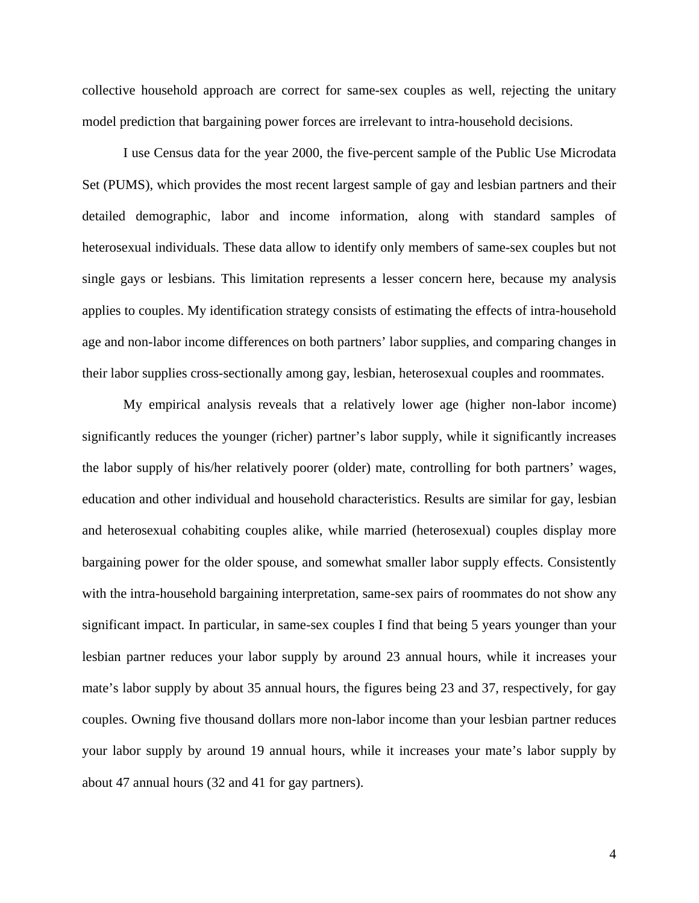collective household approach are correct for same-sex couples as well, rejecting the unitary model prediction that bargaining power forces are irrelevant to intra-household decisions.

I use Census data for the year 2000, the five-percent sample of the Public Use Microdata Set (PUMS), which provides the most recent largest sample of gay and lesbian partners and their detailed demographic, labor and income information, along with standard samples of heterosexual individuals. These data allow to identify only members of same-sex couples but not single gays or lesbians. This limitation represents a lesser concern here, because my analysis applies to couples. My identification strategy consists of estimating the effects of intra-household age and non-labor income differences on both partners' labor supplies, and comparing changes in their labor supplies cross-sectionally among gay, lesbian, heterosexual couples and roommates.

My empirical analysis reveals that a relatively lower age (higher non-labor income) significantly reduces the younger (richer) partner's labor supply, while it significantly increases the labor supply of his/her relatively poorer (older) mate, controlling for both partners' wages, education and other individual and household characteristics. Results are similar for gay, lesbian and heterosexual cohabiting couples alike, while married (heterosexual) couples display more bargaining power for the older spouse, and somewhat smaller labor supply effects. Consistently with the intra-household bargaining interpretation, same-sex pairs of roommates do not show any significant impact. In particular, in same-sex couples I find that being 5 years younger than your lesbian partner reduces your labor supply by around 23 annual hours, while it increases your mate's labor supply by about 35 annual hours, the figures being 23 and 37, respectively, for gay couples. Owning five thousand dollars more non-labor income than your lesbian partner reduces your labor supply by around 19 annual hours, while it increases your mate's labor supply by about 47 annual hours (32 and 41 for gay partners).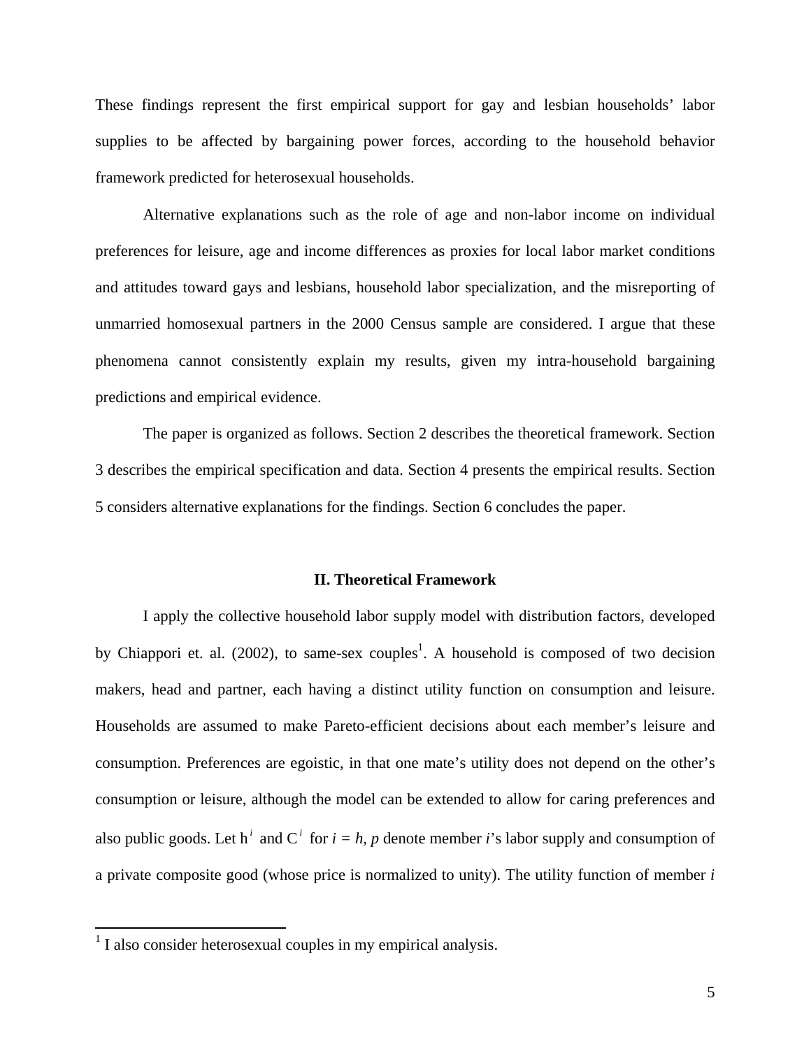These findings represent the first empirical support for gay and lesbian households' labor supplies to be affected by bargaining power forces, according to the household behavior framework predicted for heterosexual households.

Alternative explanations such as the role of age and non-labor income on individual preferences for leisure, age and income differences as proxies for local labor market conditions and attitudes toward gays and lesbians, household labor specialization, and the misreporting of unmarried homosexual partners in the 2000 Census sample are considered. I argue that these phenomena cannot consistently explain my results, given my intra-household bargaining predictions and empirical evidence.

The paper is organized as follows. Section 2 describes the theoretical framework. Section 3 describes the empirical specification and data. Section 4 presents the empirical results. Section 5 considers alternative explanations for the findings. Section 6 concludes the paper.

## II. Theoretical Framework

I apply the collective household labor supply model with distribution factors, developed by Chiappori et. al. (2002), to same-sex couples[1]. A household is composed of two decision makers, head and partner, each having a distinct utility function on consumption and leisure. Households are assumed to make Pareto-efficient decisions about each member's leisure and consumption. Preferences are egoistic, in that one mate's utility does not depend on the other's consumption or leisure, although the model can be extended to allow for caring preferences and also public goods. Let $h^i$ and $C^i$ for $i = h, p$ denote member *i*'s labor supply and consumption of a private composite good (whose price is normalized to unity). The utility function of member *i*

[1] I also consider heterosexual couples in my empirical analysis.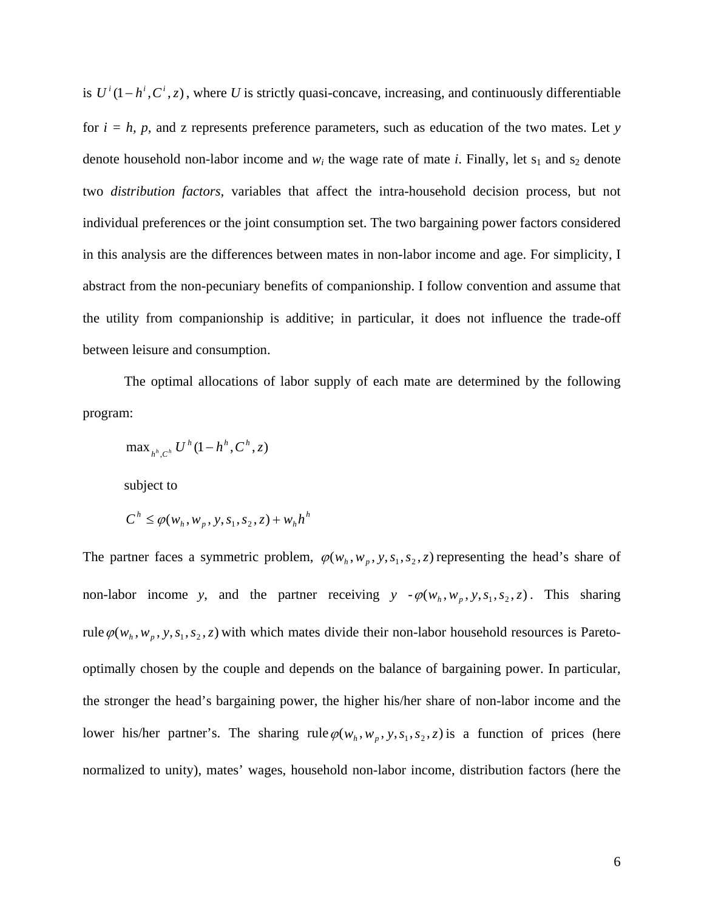is $U^i(1-h^i, C^i, z)$, where $U$ is strictly quasi-concave, increasing, and continuously differentiable for $i = h, p$, and z represents preference parameters, such as education of the two mates. Let $y$ denote household non-labor income and $w_i$ the wage rate of mate $i$. Finally, let $s_1$ and $s_2$ denote two *distribution factors*, variables that affect the intra-household decision process, but not individual preferences or the joint consumption set. The two bargaining power factors considered in this analysis are the differences between mates in non-labor income and age. For simplicity, I abstract from the non-pecuniary benefits of companionship. I follow convention and assume that the utility from companionship is additive; in particular, it does not influence the trade-off between leisure and consumption.

The optimal allocations of labor supply of each mate are determined by the following program:

$$\max_{h^h, C^h} U^h(1-h^h, C^h, z)$$

subject to

$$C^h \leq \varphi(w_h, w_p, y, s_1, s_2, z) + w_h h^h$$

The partner faces a symmetric problem, $\varphi(w_h, w_p, y, s_1, s_2, z)$ representing the head's share of non-labor income $y$, and the partner receiving $y - \varphi(w_h, w_p, y, s_1, s_2, z)$. This sharing rule $\varphi(w_h, w_p, y, s_1, s_2, z)$ with which mates divide their non-labor household resources is Pareto-optimally chosen by the couple and depends on the balance of bargaining power. In particular, the stronger the head's bargaining power, the higher his/her share of non-labor income and the lower his/her partner's. The sharing rule $\varphi(w_h, w_p, y, s_1, s_2, z)$ is a function of prices (here normalized to unity), mates' wages, household non-labor income, distribution factors (here the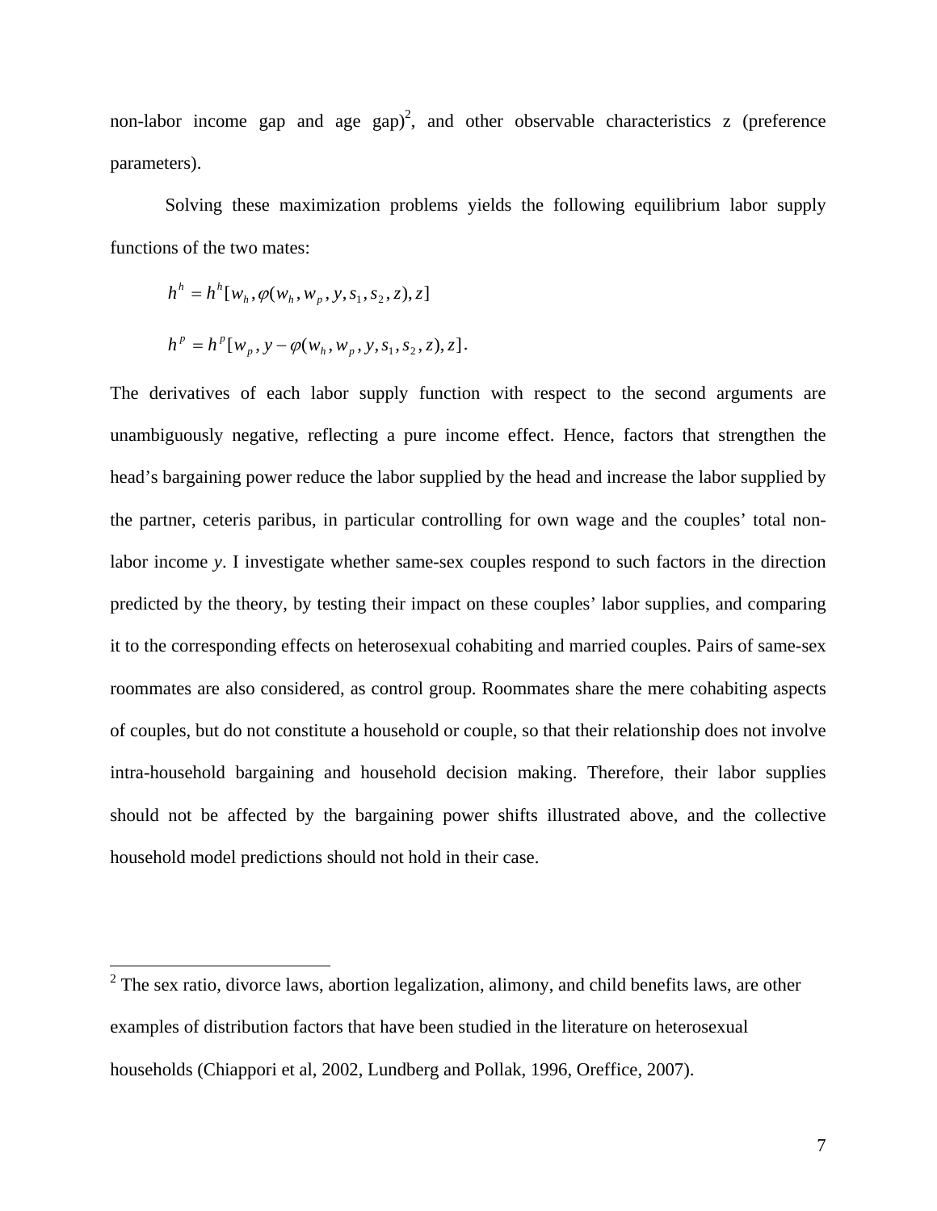non-labor income gap and age gap)[2], and other observable characteristics z (preference parameters).

Solving these maximization problems yields the following equilibrium labor supply functions of the two mates:

$$h^h = h^h[w_h, \varphi(w_h, w_p, y, s_1, s_2, z), z]$$

$$h^p = h^p[w_p, y - \varphi(w_h, w_p, y, s_1, s_2, z), z].$$

The derivatives of each labor supply function with respect to the second arguments are unambiguously negative, reflecting a pure income effect. Hence, factors that strengthen the head's bargaining power reduce the labor supplied by the head and increase the labor supplied by the partner, ceteris paribus, in particular controlling for own wage and the couples' total non-labor income *y*. I investigate whether same-sex couples respond to such factors in the direction predicted by the theory, by testing their impact on these couples' labor supplies, and comparing it to the corresponding effects on heterosexual cohabiting and married couples. Pairs of same-sex roommates are also considered, as control group. Roommates share the mere cohabiting aspects of couples, but do not constitute a household or couple, so that their relationship does not involve intra-household bargaining and household decision making. Therefore, their labor supplies should not be affected by the bargaining power shifts illustrated above, and the collective household model predictions should not hold in their case.

---

[2] The sex ratio, divorce laws, abortion legalization, alimony, and child benefits laws, are other examples of distribution factors that have been studied in the literature on heterosexual households (Chiappori et al, 2002, Lundberg and Pollak, 1996, Oreffice, 2007).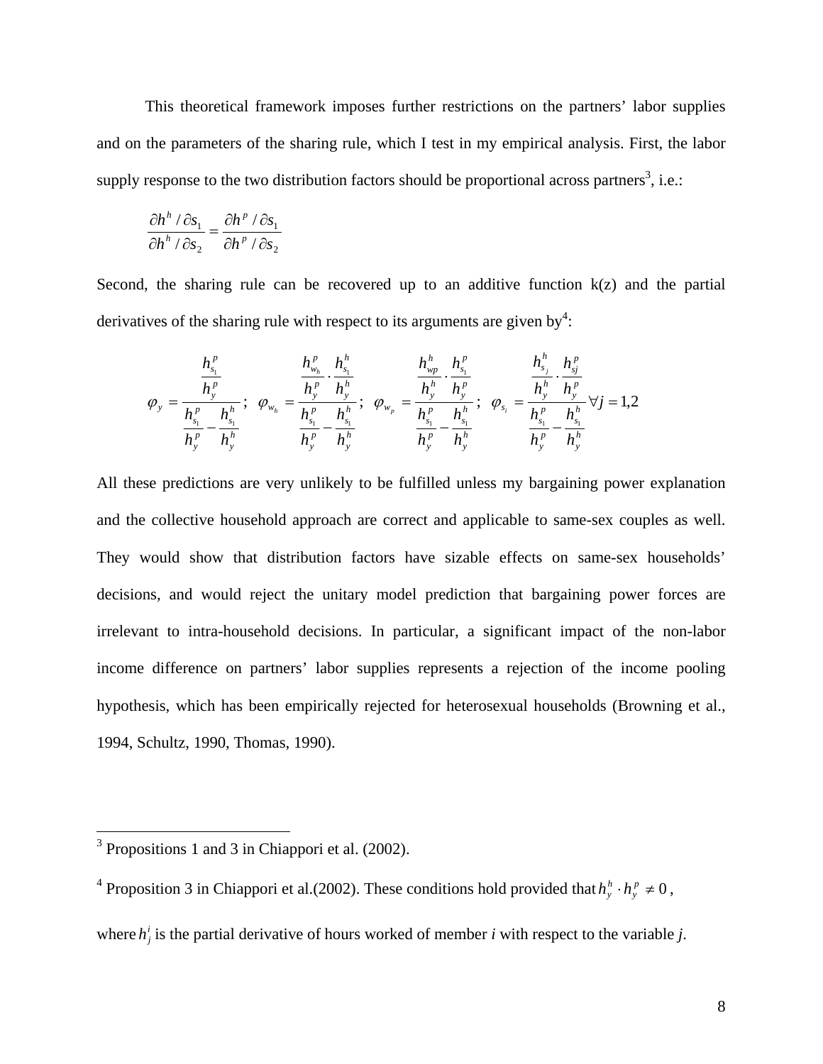This theoretical framework imposes further restrictions on the partners' labor supplies and on the parameters of the sharing rule, which I test in my empirical analysis. First, the labor supply response to the two distribution factors should be proportional across partners[3], i.e.:

$$\frac{\partial h^h / \partial s_1}{\partial h^h / \partial s_2} = \frac{\partial h^p / \partial s_1}{\partial h^p / \partial s_2}$$

Second, the sharing rule can be recovered up to an additive function k(z) and the partial derivatives of the sharing rule with respect to its arguments are given by[4]:

$$\varphi_y = \frac{\frac{h^p_{s_1}}{h^p_y}}{\frac{h^p_{s_1}}{h^p_y} - \frac{h^h_{s_1}}{h^h_y}}; \quad \varphi_{w_h} = \frac{\frac{h^p_{w_h}}{h^p_y} \cdot \frac{h^h_{s_1}}{h^h_y}}{\frac{h^p_{s_1}}{h^p_y} - \frac{h^h_{s_1}}{h^h_y}}; \quad \varphi_{w_p} = \frac{\frac{h^h_{wp}}{h^h_y} \cdot \frac{h^p_{s_1}}{h^p_y}}{\frac{h^p_{s_1}}{h^p_y} - \frac{h^h_{s_1}}{h^h_y}}; \quad \varphi_{s_i} = \frac{\frac{h^h_{s_j}}{h^h_y} \cdot \frac{h^p_{sj}}{h^p_y}}{\frac{h^p_{s_1}}{h^p_y} - \frac{h^h_{s_1}}{h^h_y}} \forall j = 1,2$$

All these predictions are very unlikely to be fulfilled unless my bargaining power explanation and the collective household approach are correct and applicable to same-sex couples as well. They would show that distribution factors have sizable effects on same-sex households' decisions, and would reject the unitary model prediction that bargaining power forces are irrelevant to intra-household decisions. In particular, a significant impact of the non-labor income difference on partners' labor supplies represents a rejection of the income pooling hypothesis, which has been empirically rejected for heterosexual households (Browning et al., 1994, Schultz, 1990, Thomas, 1990).

---

[3] Propositions 1 and 3 in Chiappori et al. (2002).

[4] Proposition 3 in Chiappori et al.(2002). These conditions hold provided that $h^h_y \cdot h^p_y \neq 0$, where $h^i_j$ is the partial derivative of hours worked of member *i* with respect to the variable *j*.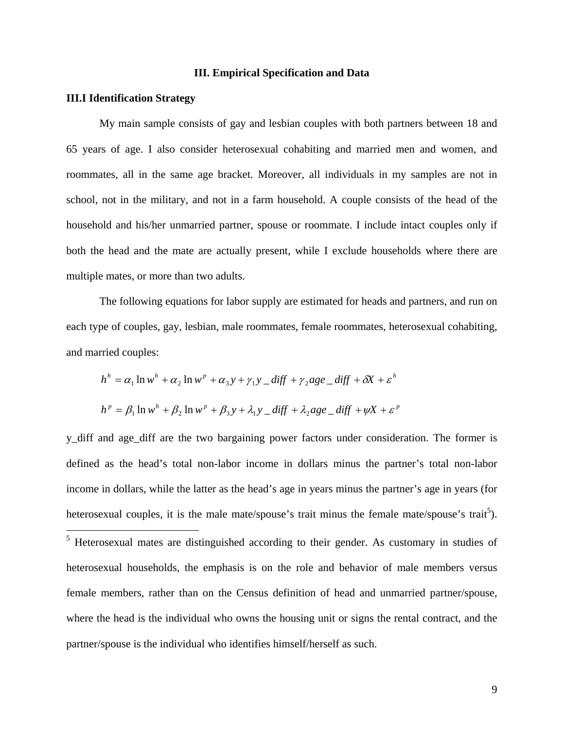## III. Empirical Specification and Data

### III.I Identification Strategy

My main sample consists of gay and lesbian couples with both partners between 18 and 65 years of age. I also consider heterosexual cohabiting and married men and women, and roommates, all in the same age bracket. Moreover, all individuals in my samples are not in school, not in the military, and not in a farm household. A couple consists of the head of the household and his/her unmarried partner, spouse or roommate. I include intact couples only if both the head and the mate are actually present, while I exclude households where there are multiple mates, or more than two adults.

The following equations for labor supply are estimated for heads and partners, and run on each type of couples, gay, lesbian, male roommates, female roommates, heterosexual cohabiting, and married couples:

$$h^h = \alpha_1 \ln w^h + \alpha_2 \ln w^p + \alpha_3 y + \gamma_1 y\_diff + \gamma_2 age\_diff + \delta X + \varepsilon^h$$

$$h^p = \beta_1 \ln w^h + \beta_2 \ln w^p + \beta_3 y + \lambda_1 y\_diff + \lambda_2 age\_diff + \psi X + \varepsilon^p$$

y_diff and age_diff are the two bargaining power factors under consideration. The former is defined as the head's total non-labor income in dollars minus the partner's total non-labor income in dollars, while the latter as the head's age in years minus the partner's age in years (for heterosexual couples, it is the male mate/spouse's trait minus the female mate/spouse's trait[5]).

[5] Heterosexual mates are distinguished according to their gender. As customary in studies of heterosexual households, the emphasis is on the role and behavior of male members versus female members, rather than on the Census definition of head and unmarried partner/spouse, where the head is the individual who owns the housing unit or signs the rental contract, and the partner/spouse is the individual who identifies himself/herself as such.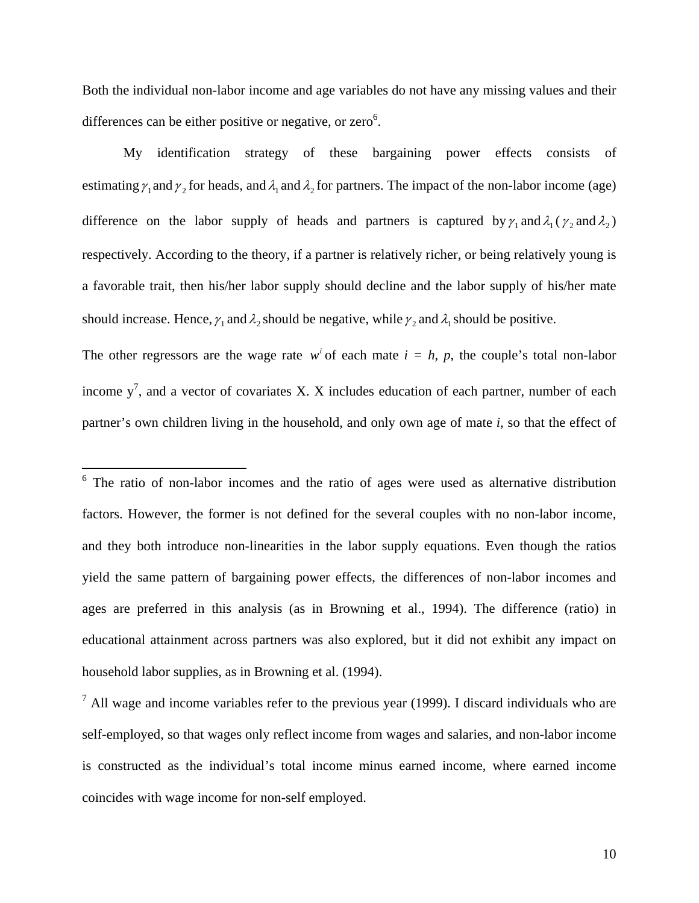Both the individual non-labor income and age variables do not have any missing values and their differences can be either positive or negative, or zero[6].

My identification strategy of these bargaining power effects consists of estimating $\gamma_1$ and $\gamma_2$ for heads, and $\lambda_1$ and $\lambda_2$ for partners. The impact of the non-labor income (age) difference on the labor supply of heads and partners is captured by $\gamma_1$ and $\lambda_1$ ( $\gamma_2$ and $\lambda_2$ ) respectively. According to the theory, if a partner is relatively richer, or being relatively young is a favorable trait, then his/her labor supply should decline and the labor supply of his/her mate should increase. Hence, $\gamma_1$ and $\lambda_2$ should be negative, while $\gamma_2$ and $\lambda_1$ should be positive.

The other regressors are the wage rate $w^i$ of each mate $i$ = $h$, $p$, the couple's total non-labor income y[7], and a vector of covariates X. X includes education of each partner, number of each partner's own children living in the household, and only own age of mate $i$, so that the effect of

[6] The ratio of non-labor incomes and the ratio of ages were used as alternative distribution factors. However, the former is not defined for the several couples with no non-labor income, and they both introduce non-linearities in the labor supply equations. Even though the ratios yield the same pattern of bargaining power effects, the differences of non-labor incomes and ages are preferred in this analysis (as in Browning et al., 1994). The difference (ratio) in educational attainment across partners was also explored, but it did not exhibit any impact on household labor supplies, as in Browning et al. (1994).

[7] All wage and income variables refer to the previous year (1999). I discard individuals who are self-employed, so that wages only reflect income from wages and salaries, and non-labor income is constructed as the individual's total income minus earned income, where earned income coincides with wage income for non-self employed.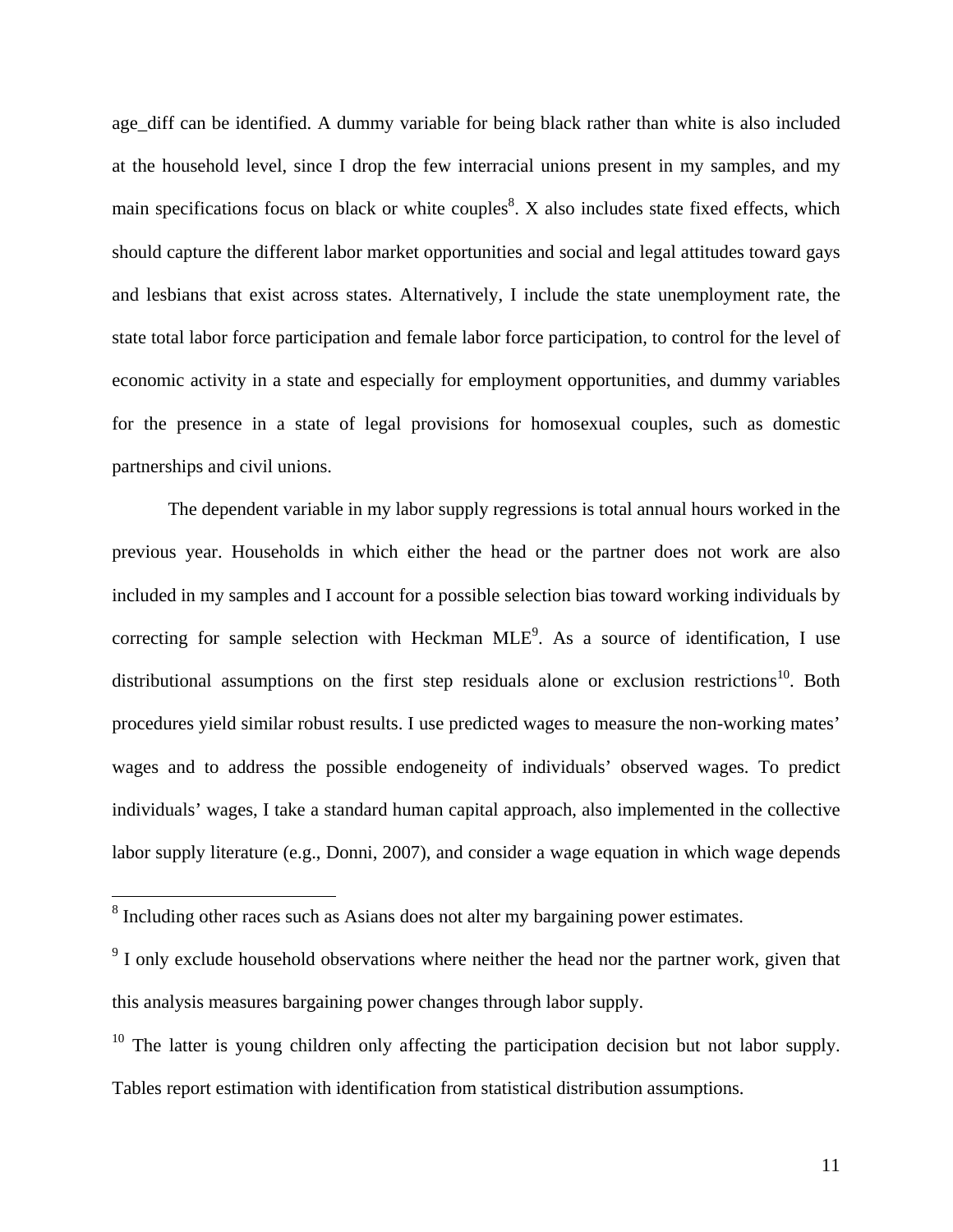age_diff can be identified. A dummy variable for being black rather than white is also included at the household level, since I drop the few interracial unions present in my samples, and my main specifications focus on black or white couples[8]. X also includes state fixed effects, which should capture the different labor market opportunities and social and legal attitudes toward gays and lesbians that exist across states. Alternatively, I include the state unemployment rate, the state total labor force participation and female labor force participation, to control for the level of economic activity in a state and especially for employment opportunities, and dummy variables for the presence in a state of legal provisions for homosexual couples, such as domestic partnerships and civil unions.

The dependent variable in my labor supply regressions is total annual hours worked in the previous year. Households in which either the head or the partner does not work are also included in my samples and I account for a possible selection bias toward working individuals by correcting for sample selection with Heckman MLE[9]. As a source of identification, I use distributional assumptions on the first step residuals alone or exclusion restrictions[10]. Both procedures yield similar robust results. I use predicted wages to measure the non-working mates' wages and to address the possible endogeneity of individuals' observed wages. To predict individuals' wages, I take a standard human capital approach, also implemented in the collective labor supply literature (e.g., Donni, 2007), and consider a wage equation in which wage depends

---

[8] Including other races such as Asians does not alter my bargaining power estimates.

[9] I only exclude household observations where neither the head nor the partner work, given that this analysis measures bargaining power changes through labor supply.

[10] The latter is young children only affecting the participation decision but not labor supply. Tables report estimation with identification from statistical distribution assumptions.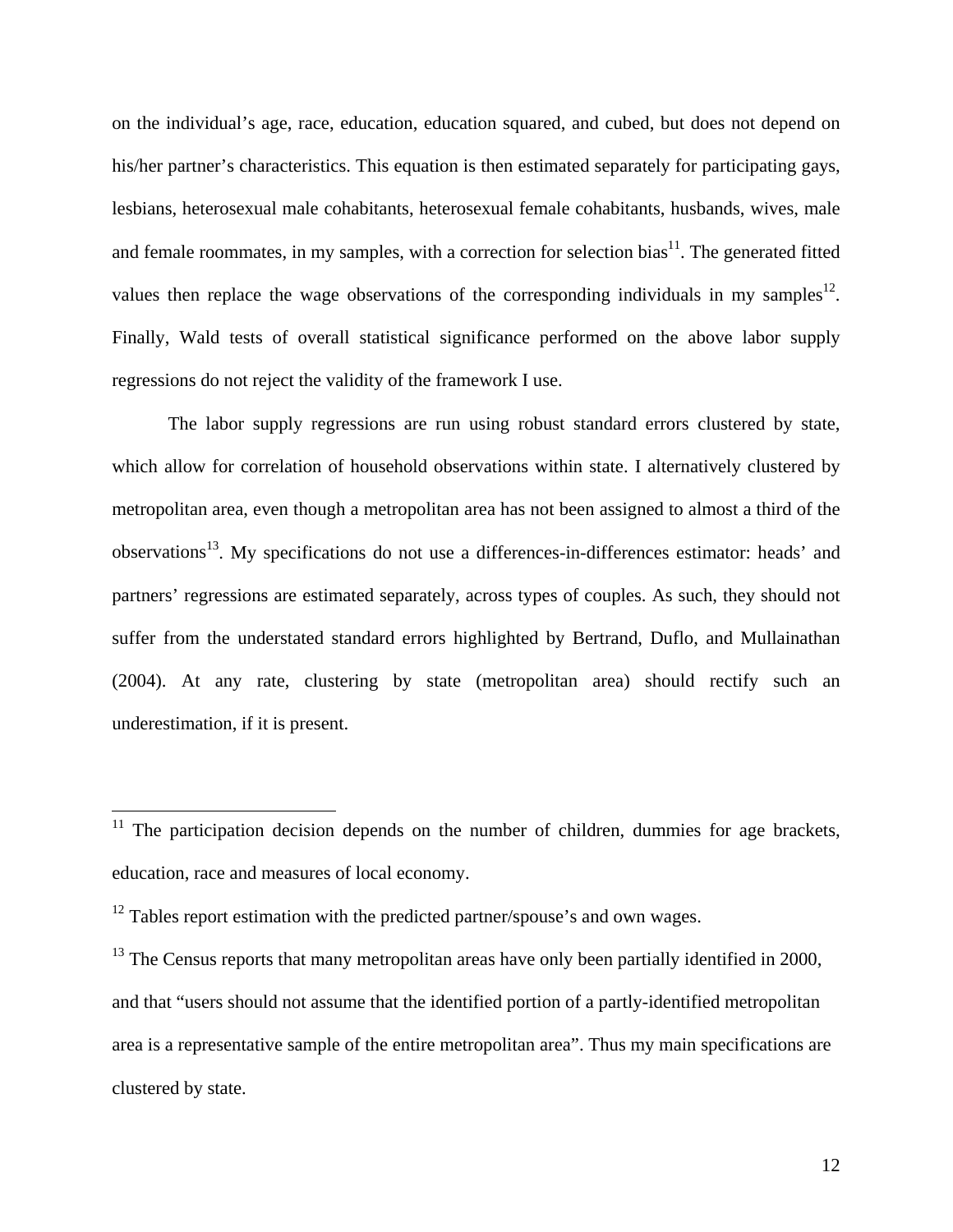on the individual's age, race, education, education squared, and cubed, but does not depend on his/her partner's characteristics. This equation is then estimated separately for participating gays, lesbians, heterosexual male cohabitants, heterosexual female cohabitants, husbands, wives, male and female roommates, in my samples, with a correction for selection bias[11]. The generated fitted values then replace the wage observations of the corresponding individuals in my samples[12]. Finally, Wald tests of overall statistical significance performed on the above labor supply regressions do not reject the validity of the framework I use.

The labor supply regressions are run using robust standard errors clustered by state, which allow for correlation of household observations within state. I alternatively clustered by metropolitan area, even though a metropolitan area has not been assigned to almost a third of the observations[13]. My specifications do not use a differences-in-differences estimator: heads' and partners' regressions are estimated separately, across types of couples. As such, they should not suffer from the understated standard errors highlighted by Bertrand, Duflo, and Mullainathan (2004). At any rate, clustering by state (metropolitan area) should rectify such an underestimation, if it is present.

---

[11] The participation decision depends on the number of children, dummies for age brackets, education, race and measures of local economy.

[12] Tables report estimation with the predicted partner/spouse's and own wages.

[13] The Census reports that many metropolitan areas have only been partially identified in 2000, and that "users should not assume that the identified portion of a partly-identified metropolitan area is a representative sample of the entire metropolitan area". Thus my main specifications are clustered by state.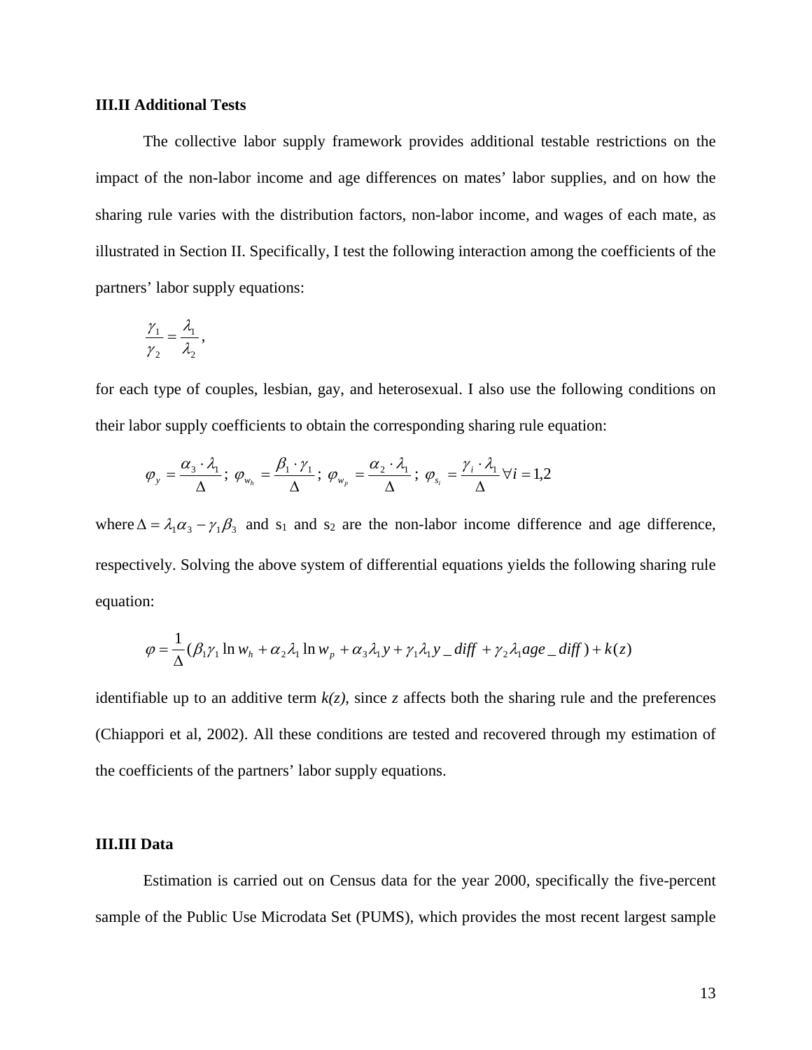### III.II Additional Tests

The collective labor supply framework provides additional testable restrictions on the impact of the non-labor income and age differences on mates' labor supplies, and on how the sharing rule varies with the distribution factors, non-labor income, and wages of each mate, as illustrated in Section II. Specifically, I test the following interaction among the coefficients of the partners' labor supply equations:

$$\frac{\gamma_1}{\gamma_2} = \frac{\lambda_1}{\lambda_2},$$

for each type of couples, lesbian, gay, and heterosexual. I also use the following conditions on their labor supply coefficients to obtain the corresponding sharing rule equation:

$$\varphi_y = \frac{\alpha_3 \cdot \lambda_1}{\Delta};\ \varphi_{w_h} = \frac{\beta_1 \cdot \gamma_1}{\Delta};\ \varphi_{w_p} = \frac{\alpha_2 \cdot \lambda_1}{\Delta};\ \varphi_{s_i} = \frac{\gamma_i \cdot \lambda_1}{\Delta}\ \forall i = 1,2$$

where $\Delta = \lambda_1 \alpha_3 - \gamma_1 \beta_3$ and $s_1$ and $s_2$ are the non-labor income difference and age difference, respectively. Solving the above system of differential equations yields the following sharing rule equation:

$$\varphi = \frac{1}{\Delta}(\beta_1 \gamma_1 \ln w_h + \alpha_2 \lambda_1 \ln w_p + \alpha_3 \lambda_1 y + \gamma_1 \lambda_1 y\_diff + \gamma_2 \lambda_1 age\_diff) + k(z)$$

identifiable up to an additive term $k(z)$, since $z$ affects both the sharing rule and the preferences (Chiappori et al, 2002). All these conditions are tested and recovered through my estimation of the coefficients of the partners' labor supply equations.

### III.III Data

Estimation is carried out on Census data for the year 2000, specifically the five-percent sample of the Public Use Microdata Set (PUMS), which provides the most recent largest sample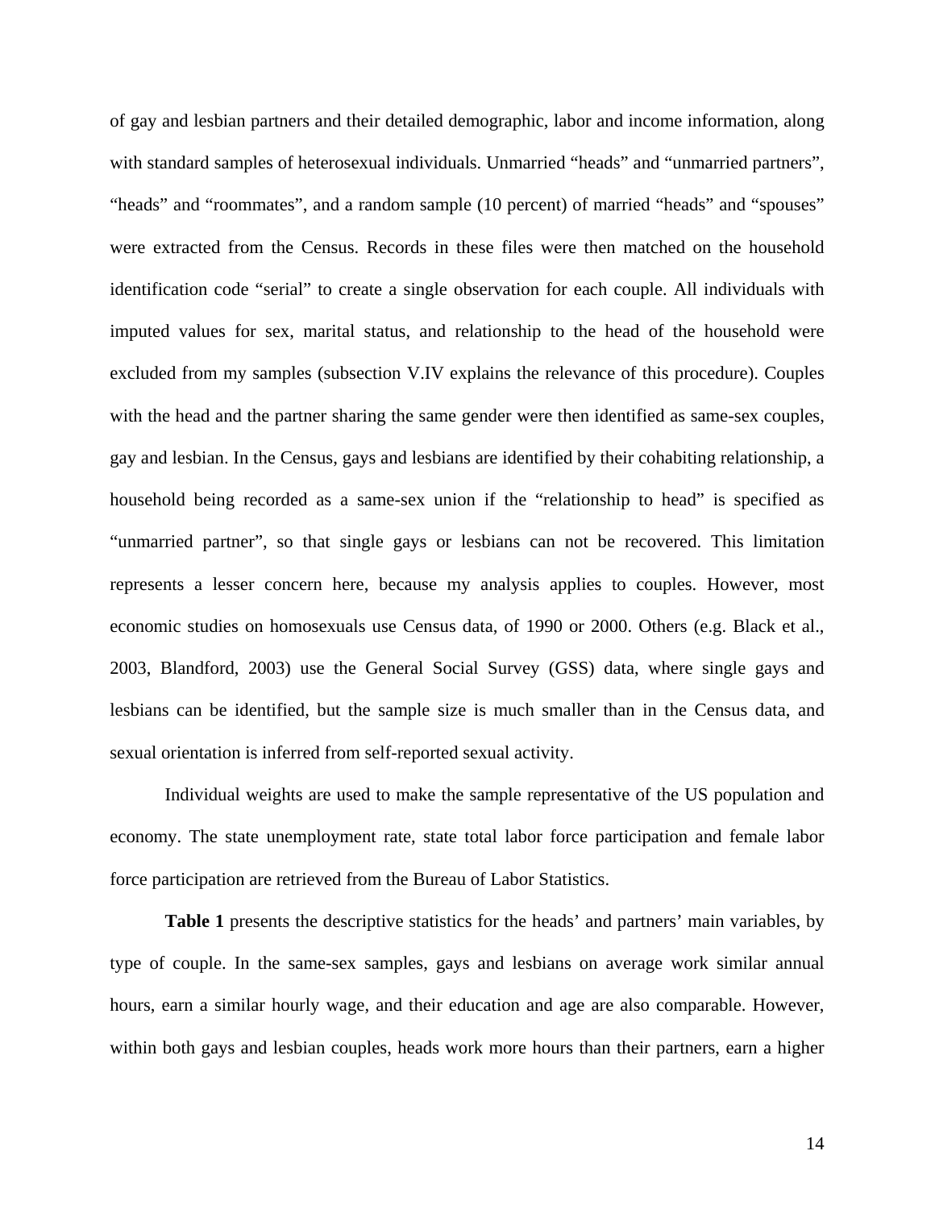of gay and lesbian partners and their detailed demographic, labor and income information, along with standard samples of heterosexual individuals. Unmarried “heads” and “unmarried partners”, “heads” and “roommates”, and a random sample (10 percent) of married “heads” and “spouses” were extracted from the Census. Records in these files were then matched on the household identification code “serial” to create a single observation for each couple. All individuals with imputed values for sex, marital status, and relationship to the head of the household were excluded from my samples (subsection V.IV explains the relevance of this procedure). Couples with the head and the partner sharing the same gender were then identified as same-sex couples, gay and lesbian. In the Census, gays and lesbians are identified by their cohabiting relationship, a household being recorded as a same-sex union if the “relationship to head” is specified as “unmarried partner”, so that single gays or lesbians can not be recovered. This limitation represents a lesser concern here, because my analysis applies to couples. However, most economic studies on homosexuals use Census data, of 1990 or 2000. Others (e.g. Black et al., 2003, Blandford, 2003) use the General Social Survey (GSS) data, where single gays and lesbians can be identified, but the sample size is much smaller than in the Census data, and sexual orientation is inferred from self-reported sexual activity.

Individual weights are used to make the sample representative of the US population and economy. The state unemployment rate, state total labor force participation and female labor force participation are retrieved from the Bureau of Labor Statistics.

**Table 1** presents the descriptive statistics for the heads’ and partners’ main variables, by type of couple. In the same-sex samples, gays and lesbians on average work similar annual hours, earn a similar hourly wage, and their education and age are also comparable. However, within both gays and lesbian couples, heads work more hours than their partners, earn a higher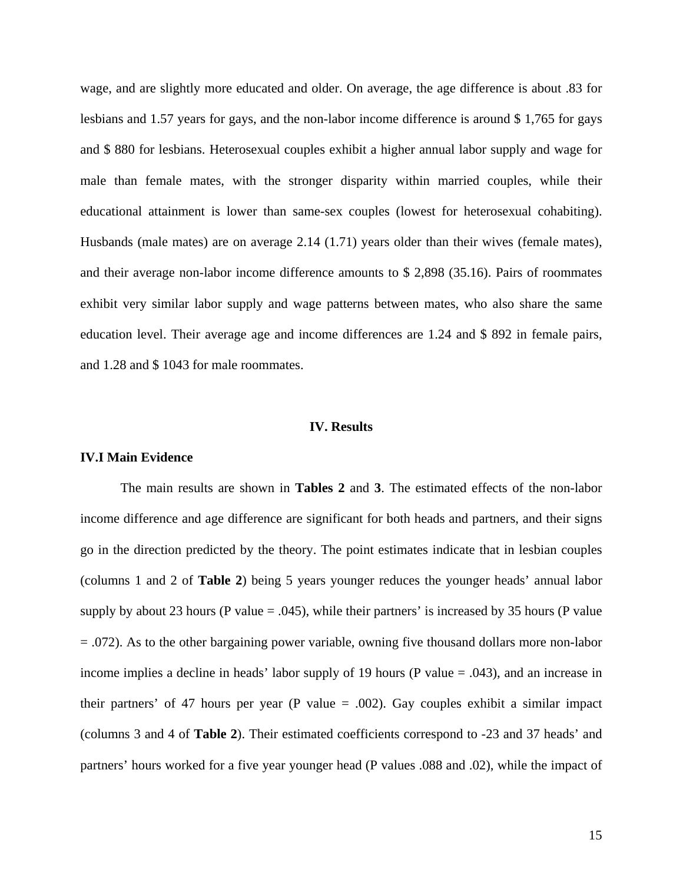wage, and are slightly more educated and older. On average, the age difference is about .83 for lesbians and 1.57 years for gays, and the non-labor income difference is around $ 1,765 for gays and $ 880 for lesbians. Heterosexual couples exhibit a higher annual labor supply and wage for male than female mates, with the stronger disparity within married couples, while their educational attainment is lower than same-sex couples (lowest for heterosexual cohabiting). Husbands (male mates) are on average 2.14 (1.71) years older than their wives (female mates), and their average non-labor income difference amounts to $ 2,898 (35.16). Pairs of roommates exhibit very similar labor supply and wage patterns between mates, who also share the same education level. Their average age and income differences are 1.24 and $ 892 in female pairs, and 1.28 and $ 1043 for male roommates.

## IV. Results

### IV.I Main Evidence

The main results are shown in **Tables 2** and **3**. The estimated effects of the non-labor income difference and age difference are significant for both heads and partners, and their signs go in the direction predicted by the theory. The point estimates indicate that in lesbian couples (columns 1 and 2 of **Table 2**) being 5 years younger reduces the younger heads' annual labor supply by about 23 hours (P value = .045), while their partners' is increased by 35 hours (P value = .072). As to the other bargaining power variable, owning five thousand dollars more non-labor income implies a decline in heads' labor supply of 19 hours (P value = .043), and an increase in their partners' of 47 hours per year (P value = .002). Gay couples exhibit a similar impact (columns 3 and 4 of **Table 2**). Their estimated coefficients correspond to -23 and 37 heads' and partners' hours worked for a five year younger head (P values .088 and .02), while the impact of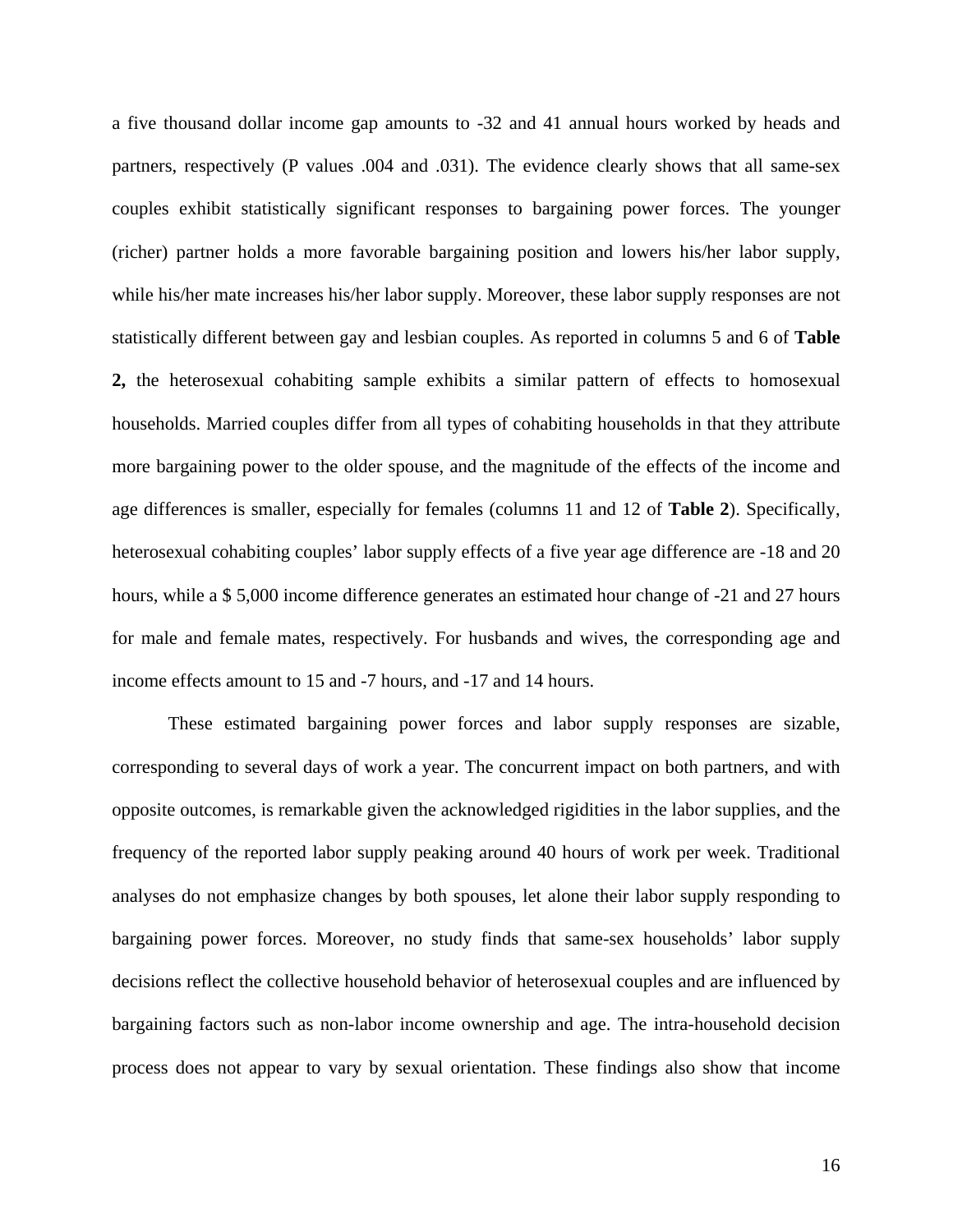a five thousand dollar income gap amounts to -32 and 41 annual hours worked by heads and partners, respectively (P values .004 and .031). The evidence clearly shows that all same-sex couples exhibit statistically significant responses to bargaining power forces. The younger (richer) partner holds a more favorable bargaining position and lowers his/her labor supply, while his/her mate increases his/her labor supply. Moreover, these labor supply responses are not statistically different between gay and lesbian couples. As reported in columns 5 and 6 of **Table 2,** the heterosexual cohabiting sample exhibits a similar pattern of effects to homosexual households. Married couples differ from all types of cohabiting households in that they attribute more bargaining power to the older spouse, and the magnitude of the effects of the income and age differences is smaller, especially for females (columns 11 and 12 of **Table 2**). Specifically, heterosexual cohabiting couples' labor supply effects of a five year age difference are -18 and 20 hours, while a $ 5,000 income difference generates an estimated hour change of -21 and 27 hours for male and female mates, respectively. For husbands and wives, the corresponding age and income effects amount to 15 and -7 hours, and -17 and 14 hours.

These estimated bargaining power forces and labor supply responses are sizable, corresponding to several days of work a year. The concurrent impact on both partners, and with opposite outcomes, is remarkable given the acknowledged rigidities in the labor supplies, and the frequency of the reported labor supply peaking around 40 hours of work per week. Traditional analyses do not emphasize changes by both spouses, let alone their labor supply responding to bargaining power forces. Moreover, no study finds that same-sex households' labor supply decisions reflect the collective household behavior of heterosexual couples and are influenced by bargaining factors such as non-labor income ownership and age. The intra-household decision process does not appear to vary by sexual orientation. These findings also show that income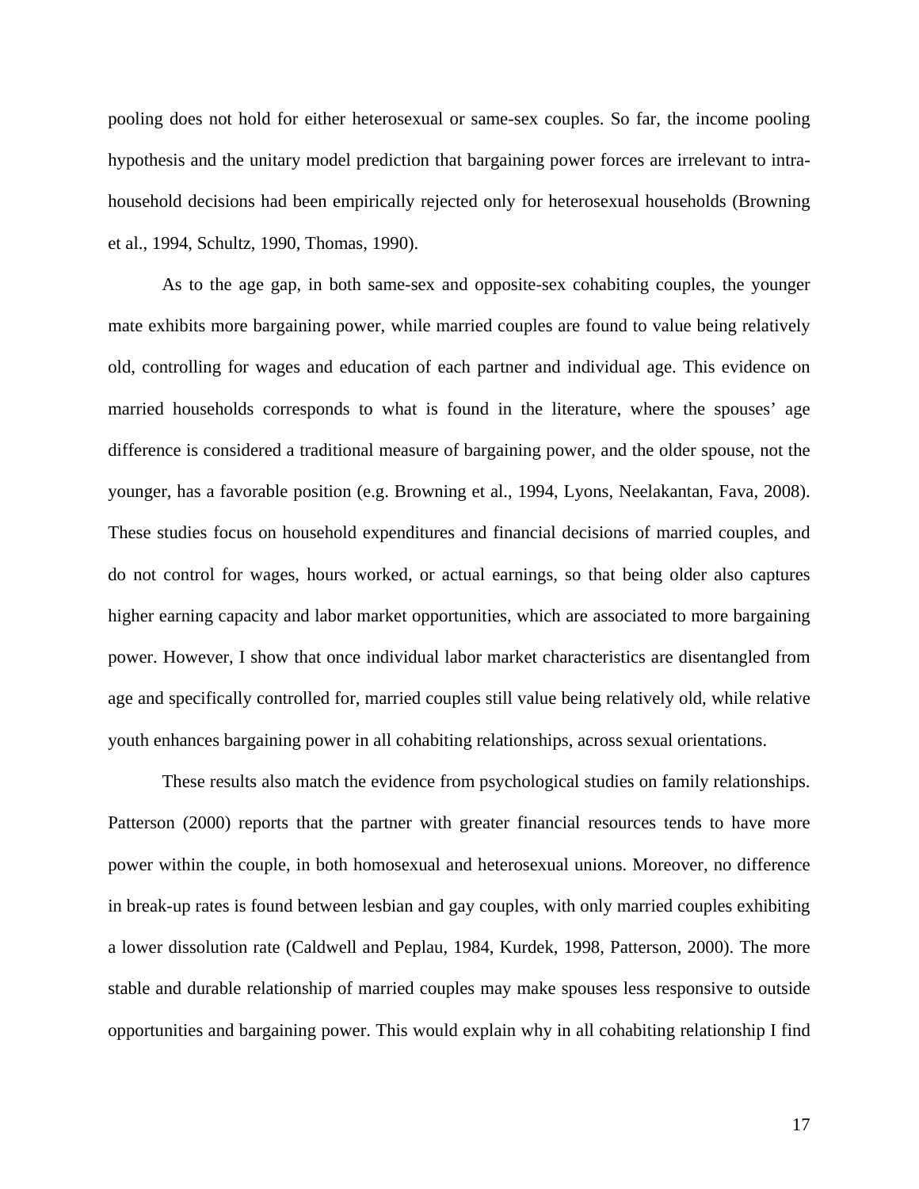pooling does not hold for either heterosexual or same-sex couples. So far, the income pooling hypothesis and the unitary model prediction that bargaining power forces are irrelevant to intra-household decisions had been empirically rejected only for heterosexual households (Browning et al., 1994, Schultz, 1990, Thomas, 1990).

As to the age gap, in both same-sex and opposite-sex cohabiting couples, the younger mate exhibits more bargaining power, while married couples are found to value being relatively old, controlling for wages and education of each partner and individual age. This evidence on married households corresponds to what is found in the literature, where the spouses' age difference is considered a traditional measure of bargaining power, and the older spouse, not the younger, has a favorable position (e.g. Browning et al., 1994, Lyons, Neelakantan, Fava, 2008). These studies focus on household expenditures and financial decisions of married couples, and do not control for wages, hours worked, or actual earnings, so that being older also captures higher earning capacity and labor market opportunities, which are associated to more bargaining power. However, I show that once individual labor market characteristics are disentangled from age and specifically controlled for, married couples still value being relatively old, while relative youth enhances bargaining power in all cohabiting relationships, across sexual orientations.

These results also match the evidence from psychological studies on family relationships. Patterson (2000) reports that the partner with greater financial resources tends to have more power within the couple, in both homosexual and heterosexual unions. Moreover, no difference in break-up rates is found between lesbian and gay couples, with only married couples exhibiting a lower dissolution rate (Caldwell and Peplau, 1984, Kurdek, 1998, Patterson, 2000). The more stable and durable relationship of married couples may make spouses less responsive to outside opportunities and bargaining power. This would explain why in all cohabiting relationship I find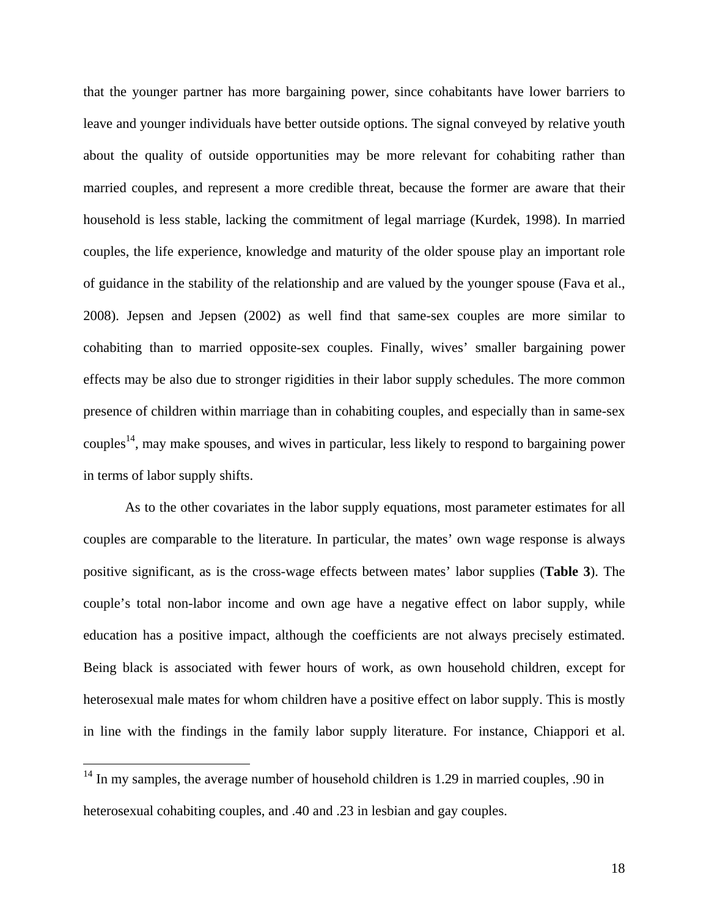that the younger partner has more bargaining power, since cohabitants have lower barriers to leave and younger individuals have better outside options. The signal conveyed by relative youth about the quality of outside opportunities may be more relevant for cohabiting rather than married couples, and represent a more credible threat, because the former are aware that their household is less stable, lacking the commitment of legal marriage (Kurdek, 1998). In married couples, the life experience, knowledge and maturity of the older spouse play an important role of guidance in the stability of the relationship and are valued by the younger spouse (Fava et al., 2008). Jepsen and Jepsen (2002) as well find that same-sex couples are more similar to cohabiting than to married opposite-sex couples. Finally, wives' smaller bargaining power effects may be also due to stronger rigidities in their labor supply schedules. The more common presence of children within marriage than in cohabiting couples, and especially than in same-sex couples[14], may make spouses, and wives in particular, less likely to respond to bargaining power in terms of labor supply shifts.

As to the other covariates in the labor supply equations, most parameter estimates for all couples are comparable to the literature. In particular, the mates' own wage response is always positive significant, as is the cross-wage effects between mates' labor supplies (**Table 3**). The couple's total non-labor income and own age have a negative effect on labor supply, while education has a positive impact, although the coefficients are not always precisely estimated. Being black is associated with fewer hours of work, as own household children, except for heterosexual male mates for whom children have a positive effect on labor supply. This is mostly in line with the findings in the family labor supply literature. For instance, Chiappori et al.

[14] In my samples, the average number of household children is 1.29 in married couples, .90 in heterosexual cohabiting couples, and .40 and .23 in lesbian and gay couples.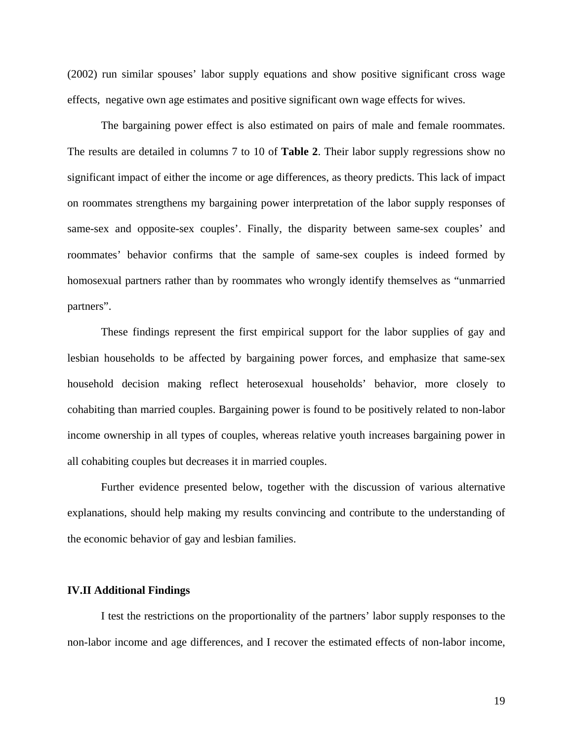(2002) run similar spouses' labor supply equations and show positive significant cross wage effects, negative own age estimates and positive significant own wage effects for wives.

The bargaining power effect is also estimated on pairs of male and female roommates. The results are detailed in columns 7 to 10 of **Table 2**. Their labor supply regressions show no significant impact of either the income or age differences, as theory predicts. This lack of impact on roommates strengthens my bargaining power interpretation of the labor supply responses of same-sex and opposite-sex couples'. Finally, the disparity between same-sex couples' and roommates' behavior confirms that the sample of same-sex couples is indeed formed by homosexual partners rather than by roommates who wrongly identify themselves as "unmarried partners".

These findings represent the first empirical support for the labor supplies of gay and lesbian households to be affected by bargaining power forces, and emphasize that same-sex household decision making reflect heterosexual households' behavior, more closely to cohabiting than married couples. Bargaining power is found to be positively related to non-labor income ownership in all types of couples, whereas relative youth increases bargaining power in all cohabiting couples but decreases it in married couples.

Further evidence presented below, together with the discussion of various alternative explanations, should help making my results convincing and contribute to the understanding of the economic behavior of gay and lesbian families.

### IV.II Additional Findings

I test the restrictions on the proportionality of the partners' labor supply responses to the non-labor income and age differences, and I recover the estimated effects of non-labor income,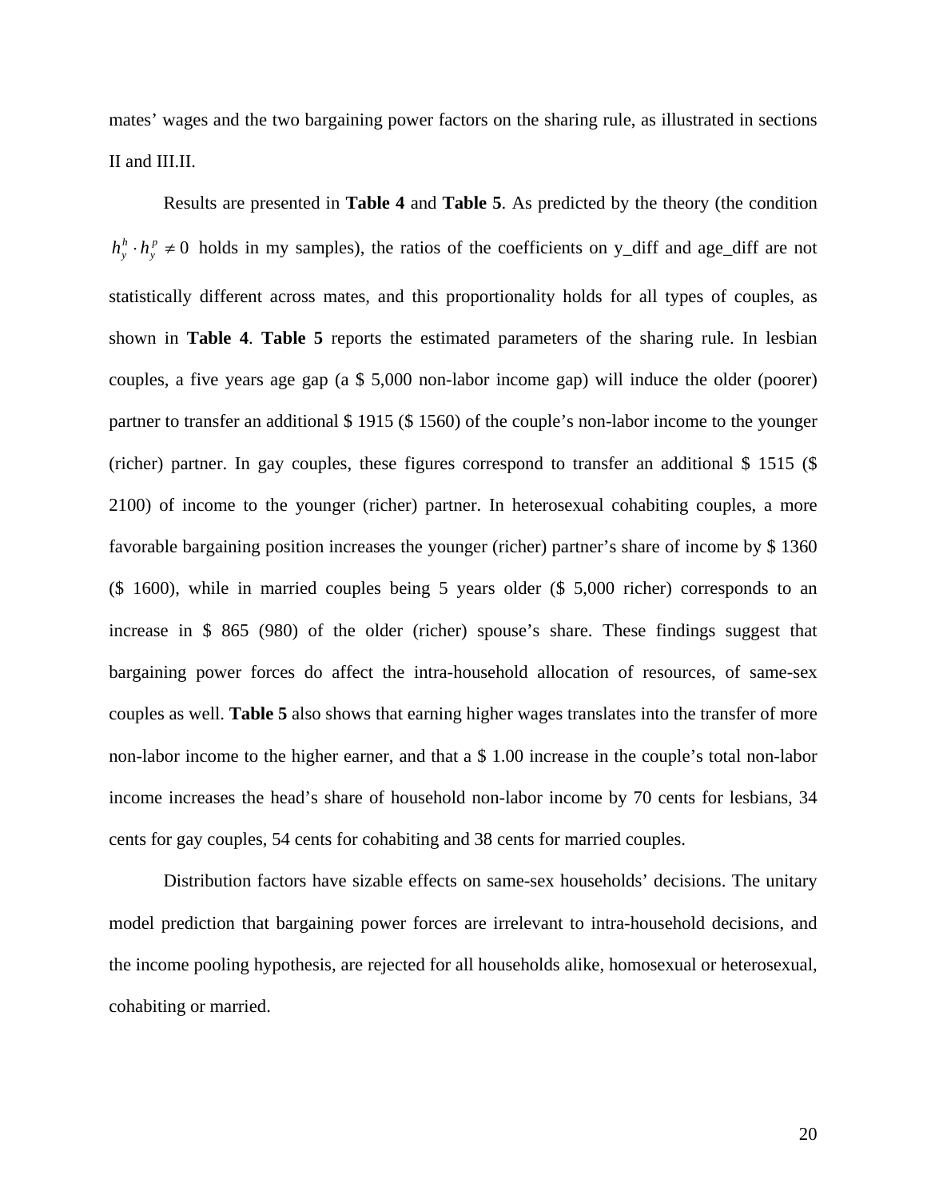mates' wages and the two bargaining power factors on the sharing rule, as illustrated in sections II and III.II.

Results are presented in **Table 4** and **Table 5**. As predicted by the theory (the condition $h_y^h \cdot h_y^p \neq 0$ holds in my samples), the ratios of the coefficients on y_diff and age_diff are not statistically different across mates, and this proportionality holds for all types of couples, as shown in **Table 4**. **Table 5** reports the estimated parameters of the sharing rule. In lesbian couples, a five years age gap (a $ 5,000 non-labor income gap) will induce the older (poorer) partner to transfer an additional $ 1915 ($ 1560) of the couple's non-labor income to the younger (richer) partner. In gay couples, these figures correspond to transfer an additional $ 1515 ($ 2100) of income to the younger (richer) partner. In heterosexual cohabiting couples, a more favorable bargaining position increases the younger (richer) partner's share of income by $ 1360 ($ 1600), while in married couples being 5 years older ($ 5,000 richer) corresponds to an increase in $ 865 (980) of the older (richer) spouse's share. These findings suggest that bargaining power forces do affect the intra-household allocation of resources, of same-sex couples as well. **Table 5** also shows that earning higher wages translates into the transfer of more non-labor income to the higher earner, and that a $ 1.00 increase in the couple's total non-labor income increases the head's share of household non-labor income by 70 cents for lesbians, 34 cents for gay couples, 54 cents for cohabiting and 38 cents for married couples.

Distribution factors have sizable effects on same-sex households' decisions. The unitary model prediction that bargaining power forces are irrelevant to intra-household decisions, and the income pooling hypothesis, are rejected for all households alike, homosexual or heterosexual, cohabiting or married.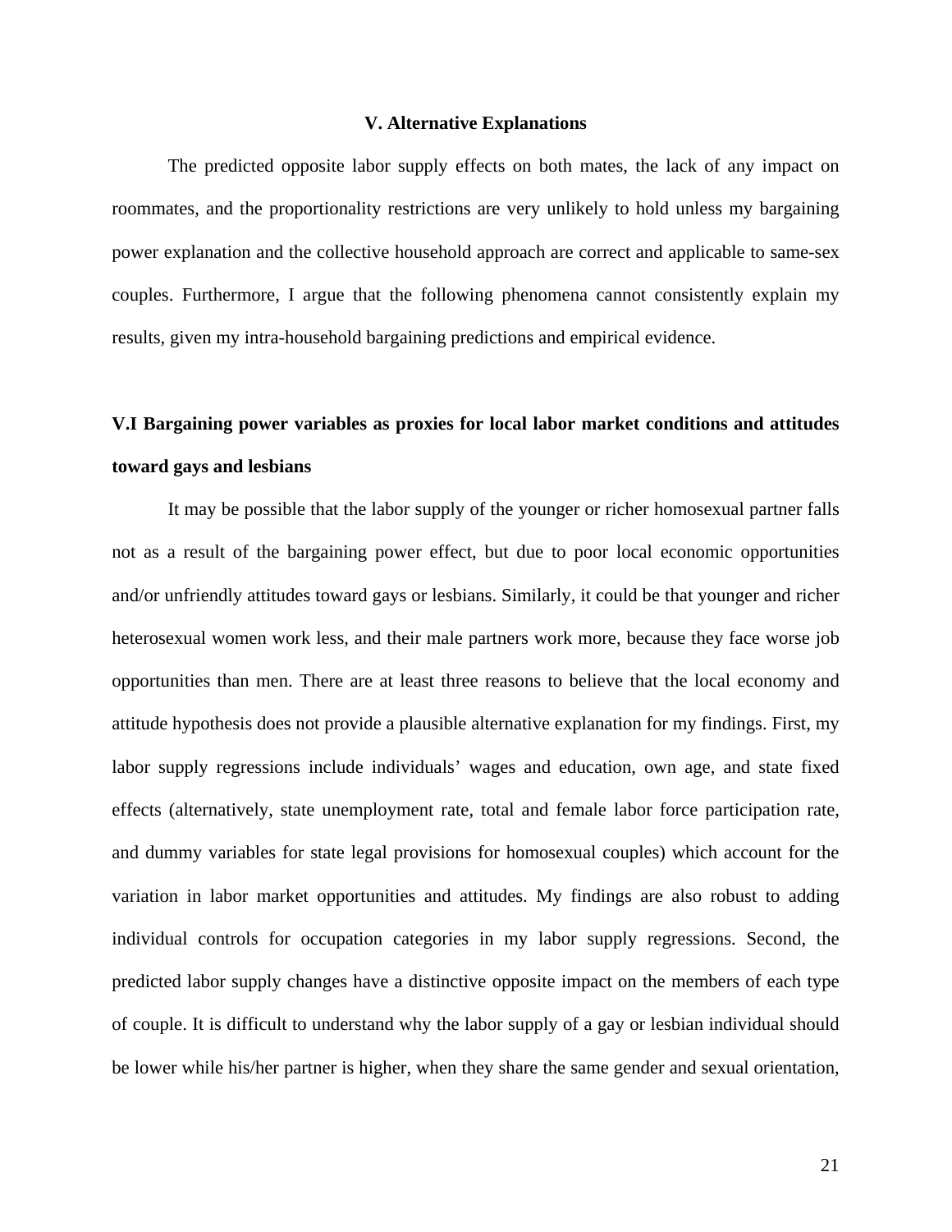## V. Alternative Explanations

The predicted opposite labor supply effects on both mates, the lack of any impact on roommates, and the proportionality restrictions are very unlikely to hold unless my bargaining power explanation and the collective household approach are correct and applicable to same-sex couples. Furthermore, I argue that the following phenomena cannot consistently explain my results, given my intra-household bargaining predictions and empirical evidence.

### V.I Bargaining power variables as proxies for local labor market conditions and attitudes toward gays and lesbians

It may be possible that the labor supply of the younger or richer homosexual partner falls not as a result of the bargaining power effect, but due to poor local economic opportunities and/or unfriendly attitudes toward gays or lesbians. Similarly, it could be that younger and richer heterosexual women work less, and their male partners work more, because they face worse job opportunities than men. There are at least three reasons to believe that the local economy and attitude hypothesis does not provide a plausible alternative explanation for my findings. First, my labor supply regressions include individuals' wages and education, own age, and state fixed effects (alternatively, state unemployment rate, total and female labor force participation rate, and dummy variables for state legal provisions for homosexual couples) which account for the variation in labor market opportunities and attitudes. My findings are also robust to adding individual controls for occupation categories in my labor supply regressions. Second, the predicted labor supply changes have a distinctive opposite impact on the members of each type of couple. It is difficult to understand why the labor supply of a gay or lesbian individual should be lower while his/her partner is higher, when they share the same gender and sexual orientation,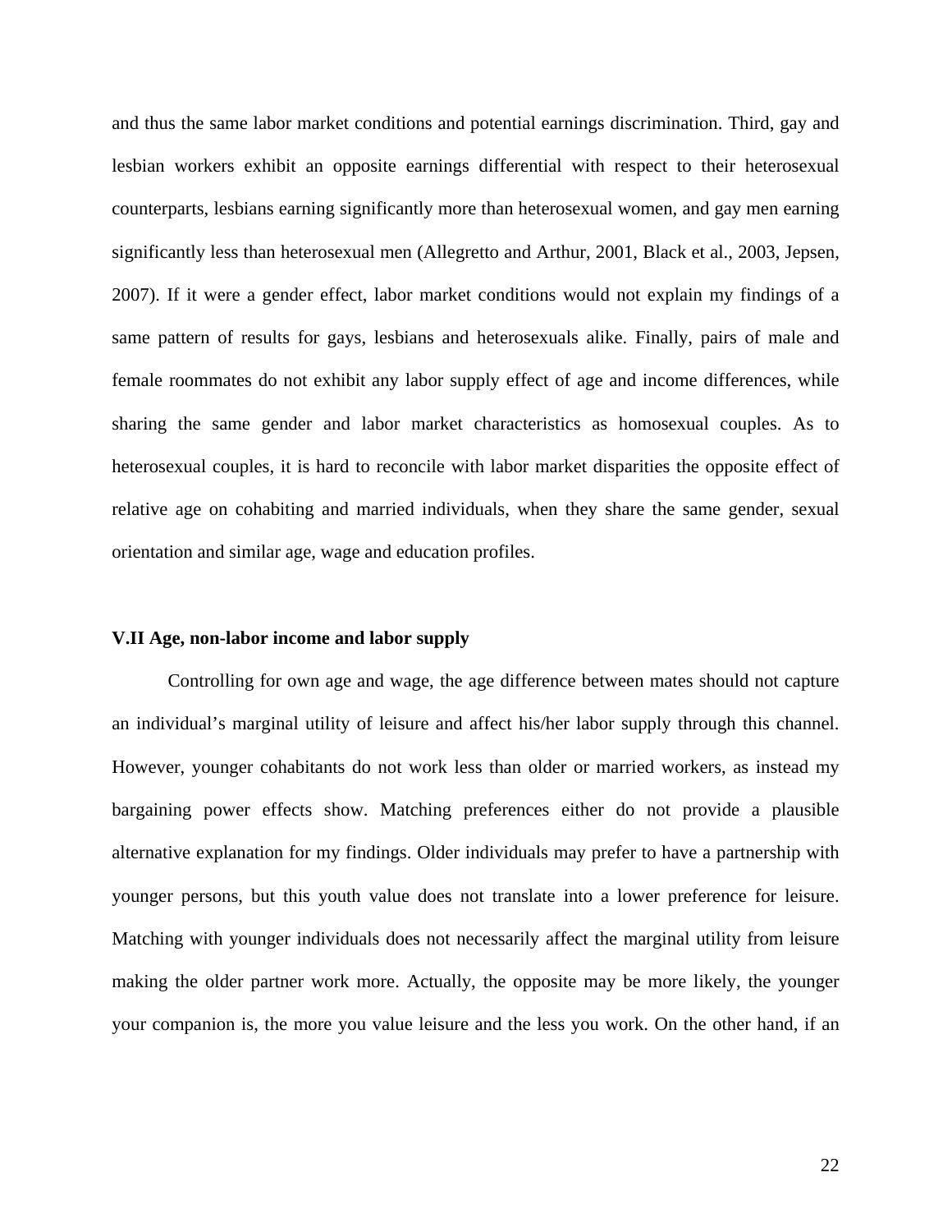and thus the same labor market conditions and potential earnings discrimination. Third, gay and lesbian workers exhibit an opposite earnings differential with respect to their heterosexual counterparts, lesbians earning significantly more than heterosexual women, and gay men earning significantly less than heterosexual men (Allegretto and Arthur, 2001, Black et al., 2003, Jepsen, 2007). If it were a gender effect, labor market conditions would not explain my findings of a same pattern of results for gays, lesbians and heterosexuals alike. Finally, pairs of male and female roommates do not exhibit any labor supply effect of age and income differences, while sharing the same gender and labor market characteristics as homosexual couples. As to heterosexual couples, it is hard to reconcile with labor market disparities the opposite effect of relative age on cohabiting and married individuals, when they share the same gender, sexual orientation and similar age, wage and education profiles.

### V.II Age, non-labor income and labor supply

Controlling for own age and wage, the age difference between mates should not capture an individual's marginal utility of leisure and affect his/her labor supply through this channel. However, younger cohabitants do not work less than older or married workers, as instead my bargaining power effects show. Matching preferences either do not provide a plausible alternative explanation for my findings. Older individuals may prefer to have a partnership with younger persons, but this youth value does not translate into a lower preference for leisure. Matching with younger individuals does not necessarily affect the marginal utility from leisure making the older partner work more. Actually, the opposite may be more likely, the younger your companion is, the more you value leisure and the less you work. On the other hand, if an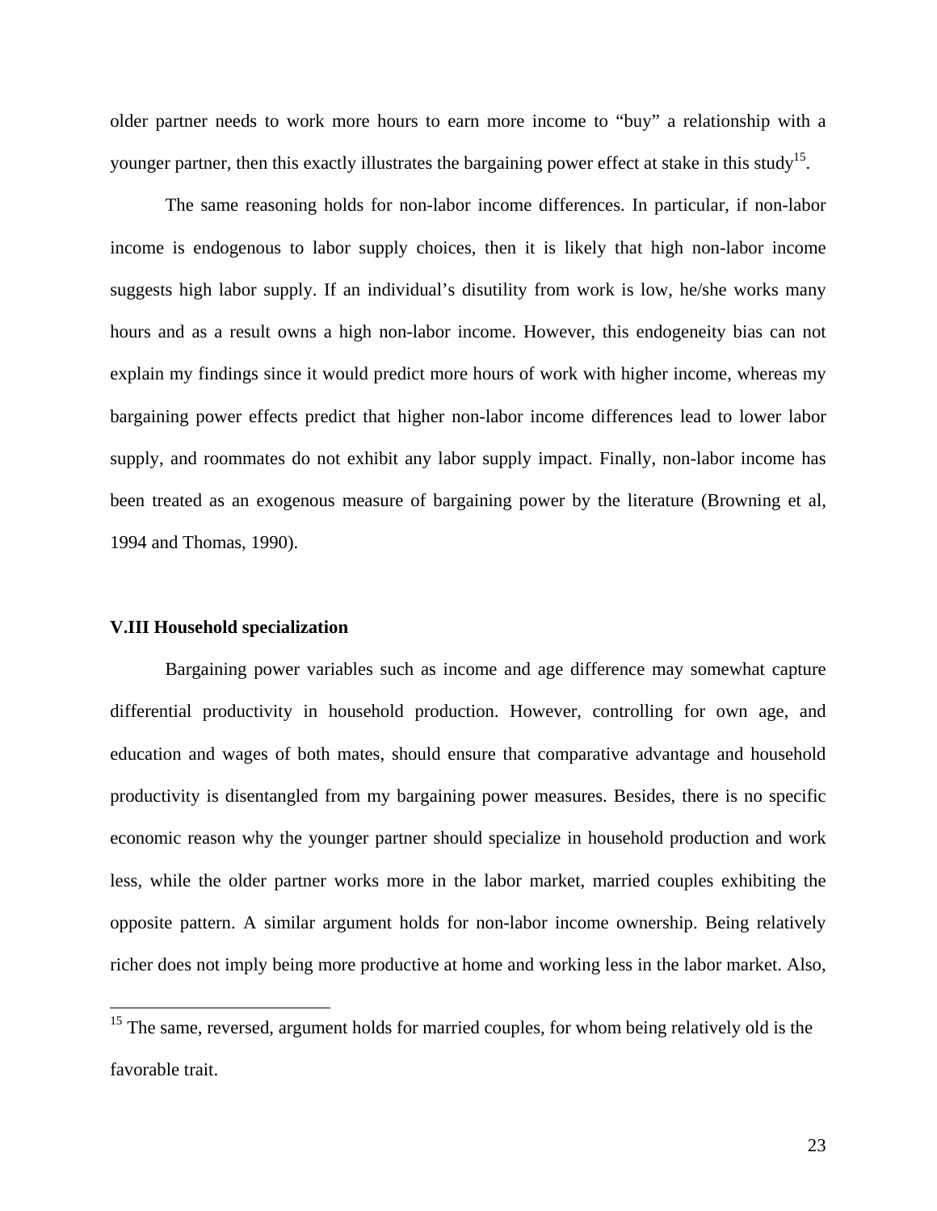older partner needs to work more hours to earn more income to "buy" a relationship with a younger partner, then this exactly illustrates the bargaining power effect at stake in this study[15].

The same reasoning holds for non-labor income differences. In particular, if non-labor income is endogenous to labor supply choices, then it is likely that high non-labor income suggests high labor supply. If an individual's disutility from work is low, he/she works many hours and as a result owns a high non-labor income. However, this endogeneity bias can not explain my findings since it would predict more hours of work with higher income, whereas my bargaining power effects predict that higher non-labor income differences lead to lower labor supply, and roommates do not exhibit any labor supply impact. Finally, non-labor income has been treated as an exogenous measure of bargaining power by the literature (Browning et al, 1994 and Thomas, 1990).

### V.III Household specialization

Bargaining power variables such as income and age difference may somewhat capture differential productivity in household production. However, controlling for own age, and education and wages of both mates, should ensure that comparative advantage and household productivity is disentangled from my bargaining power measures. Besides, there is no specific economic reason why the younger partner should specialize in household production and work less, while the older partner works more in the labor market, married couples exhibiting the opposite pattern. A similar argument holds for non-labor income ownership. Being relatively richer does not imply being more productive at home and working less in the labor market. Also,

[15] The same, reversed, argument holds for married couples, for whom being relatively old is the favorable trait.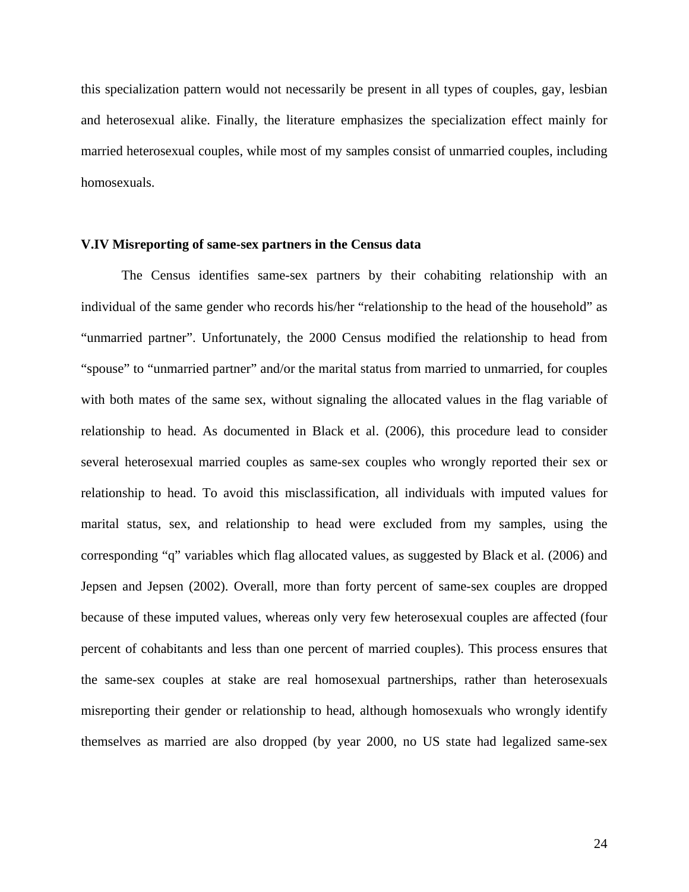this specialization pattern would not necessarily be present in all types of couples, gay, lesbian and heterosexual alike. Finally, the literature emphasizes the specialization effect mainly for married heterosexual couples, while most of my samples consist of unmarried couples, including homosexuals.

### V.IV Misreporting of same-sex partners in the Census data

The Census identifies same-sex partners by their cohabiting relationship with an individual of the same gender who records his/her "relationship to the head of the household" as "unmarried partner". Unfortunately, the 2000 Census modified the relationship to head from "spouse" to "unmarried partner" and/or the marital status from married to unmarried, for couples with both mates of the same sex, without signaling the allocated values in the flag variable of relationship to head. As documented in Black et al. (2006), this procedure lead to consider several heterosexual married couples as same-sex couples who wrongly reported their sex or relationship to head. To avoid this misclassification, all individuals with imputed values for marital status, sex, and relationship to head were excluded from my samples, using the corresponding "q" variables which flag allocated values, as suggested by Black et al. (2006) and Jepsen and Jepsen (2002). Overall, more than forty percent of same-sex couples are dropped because of these imputed values, whereas only very few heterosexual couples are affected (four percent of cohabitants and less than one percent of married couples). This process ensures that the same-sex couples at stake are real homosexual partnerships, rather than heterosexuals misreporting their gender or relationship to head, although homosexuals who wrongly identify themselves as married are also dropped (by year 2000, no US state had legalized same-sex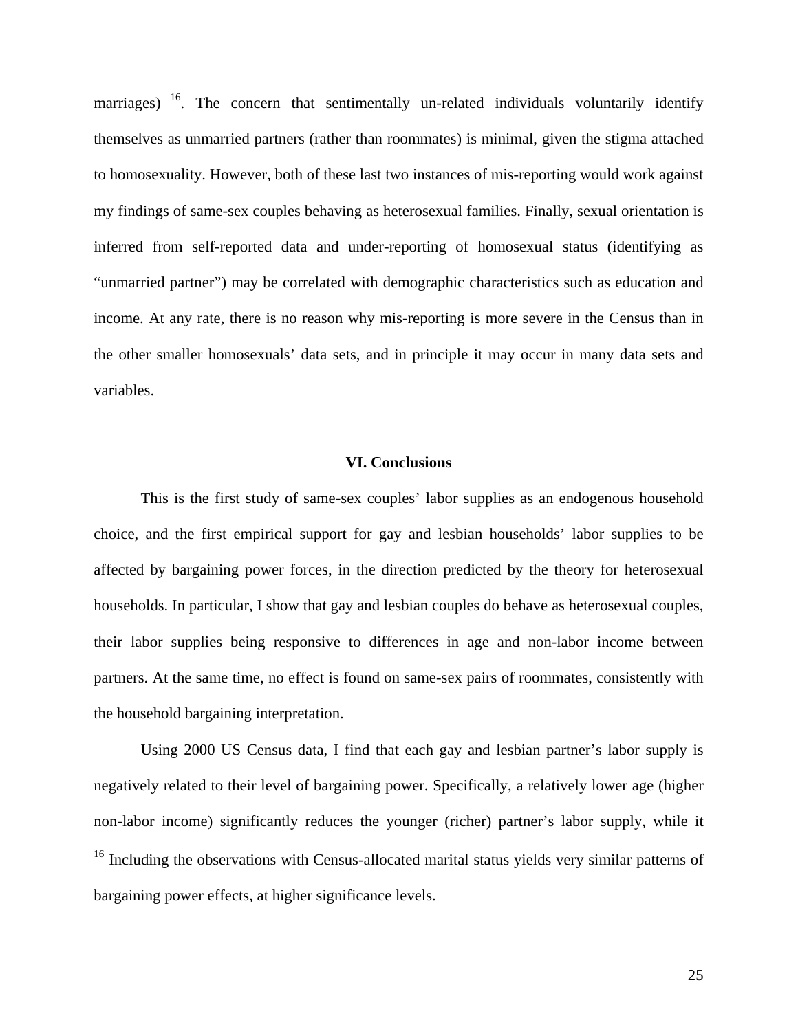marriages) [16]. The concern that sentimentally un-related individuals voluntarily identify themselves as unmarried partners (rather than roommates) is minimal, given the stigma attached to homosexuality. However, both of these last two instances of mis-reporting would work against my findings of same-sex couples behaving as heterosexual families. Finally, sexual orientation is inferred from self-reported data and under-reporting of homosexual status (identifying as "unmarried partner") may be correlated with demographic characteristics such as education and income. At any rate, there is no reason why mis-reporting is more severe in the Census than in the other smaller homosexuals' data sets, and in principle it may occur in many data sets and variables.

## VI. Conclusions

This is the first study of same-sex couples' labor supplies as an endogenous household choice, and the first empirical support for gay and lesbian households' labor supplies to be affected by bargaining power forces, in the direction predicted by the theory for heterosexual households. In particular, I show that gay and lesbian couples do behave as heterosexual couples, their labor supplies being responsive to differences in age and non-labor income between partners. At the same time, no effect is found on same-sex pairs of roommates, consistently with the household bargaining interpretation.

Using 2000 US Census data, I find that each gay and lesbian partner's labor supply is negatively related to their level of bargaining power. Specifically, a relatively lower age (higher non-labor income) significantly reduces the younger (richer) partner's labor supply, while it

[16] Including the observations with Census-allocated marital status yields very similar patterns of bargaining power effects, at higher significance levels.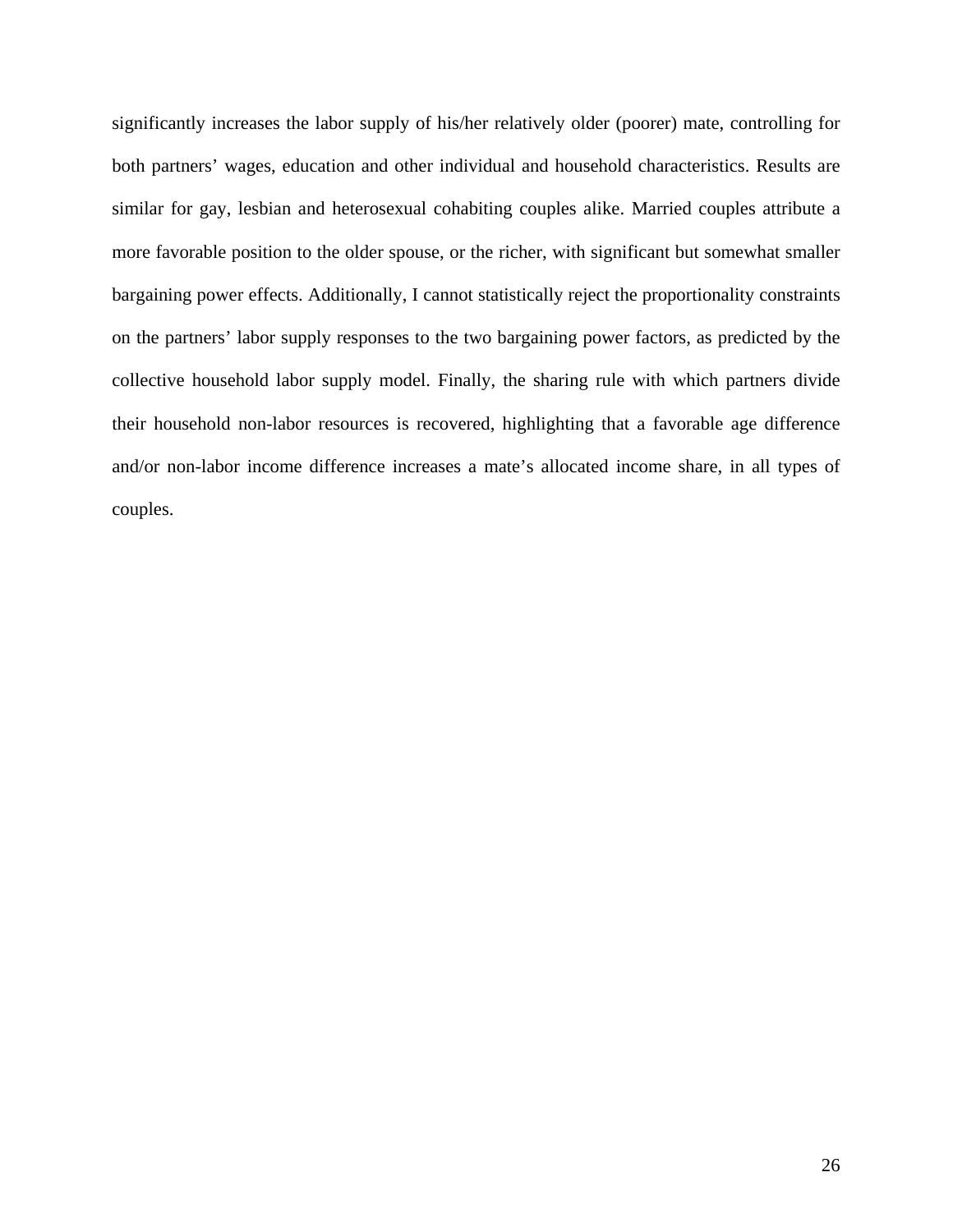significantly increases the labor supply of his/her relatively older (poorer) mate, controlling for both partners' wages, education and other individual and household characteristics. Results are similar for gay, lesbian and heterosexual cohabiting couples alike. Married couples attribute a more favorable position to the older spouse, or the richer, with significant but somewhat smaller bargaining power effects. Additionally, I cannot statistically reject the proportionality constraints on the partners' labor supply responses to the two bargaining power factors, as predicted by the collective household labor supply model. Finally, the sharing rule with which partners divide their household non-labor resources is recovered, highlighting that a favorable age difference and/or non-labor income difference increases a mate's allocated income share, in all types of couples.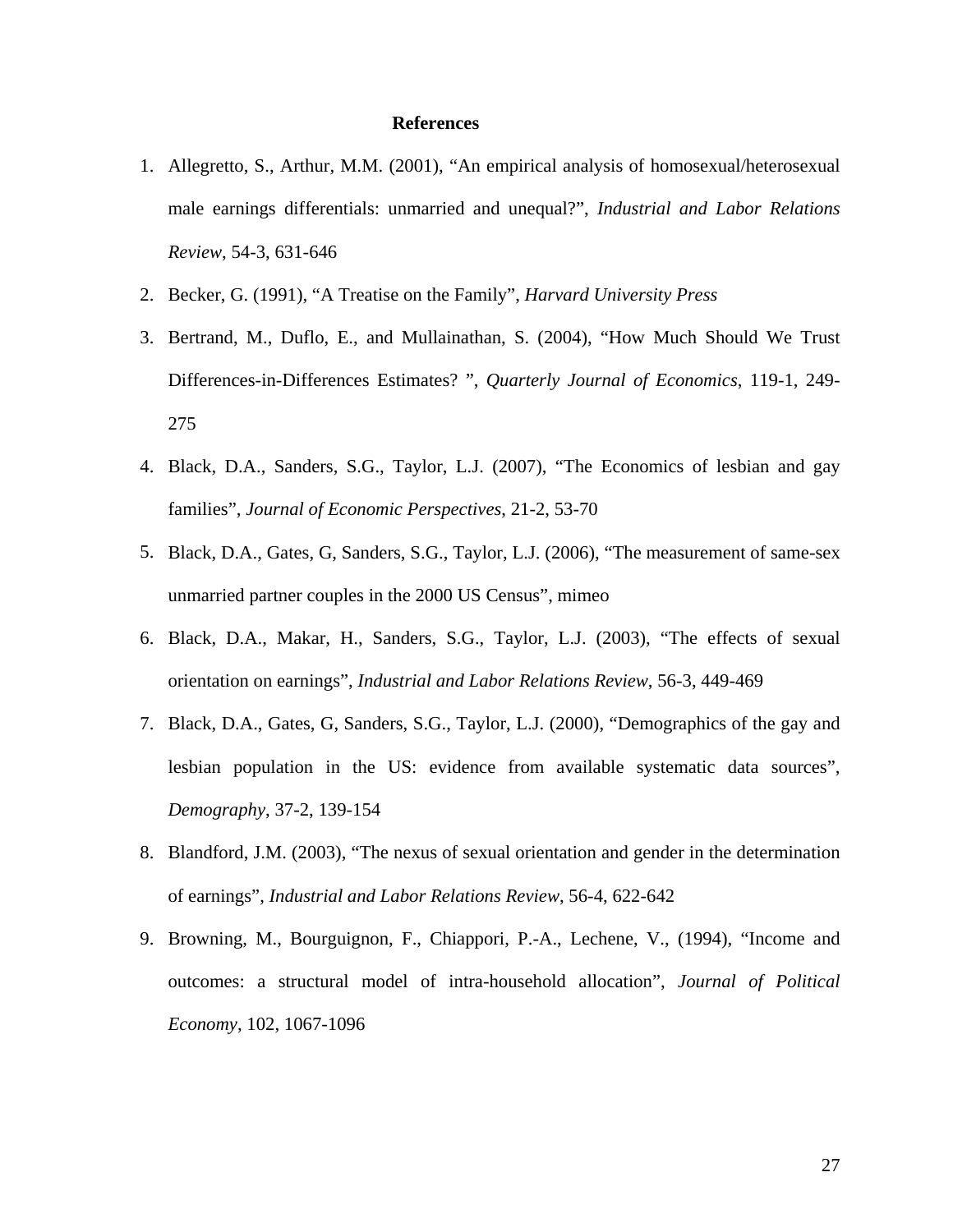## References

1. Allegretto, S., Arthur, M.M. (2001), “An empirical analysis of homosexual/heterosexual male earnings differentials: unmarried and unequal?”, *Industrial and Labor Relations Review*, 54-3, 631-646
2. Becker, G. (1991), “A Treatise on the Family”, *Harvard University Press*
3. Bertrand, M., Duflo, E., and Mullainathan, S. (2004), “How Much Should We Trust Differences-in-Differences Estimates? ”, *Quarterly Journal of Economics*, 119-1, 249-275
4. Black, D.A., Sanders, S.G., Taylor, L.J. (2007), “The Economics of lesbian and gay families”, *Journal of Economic Perspectives*, 21-2, 53-70
5. Black, D.A., Gates, G, Sanders, S.G., Taylor, L.J. (2006), “The measurement of same-sex unmarried partner couples in the 2000 US Census”, mimeo
6. Black, D.A., Makar, H., Sanders, S.G., Taylor, L.J. (2003), “The effects of sexual orientation on earnings”, *Industrial and Labor Relations Review*, 56-3, 449-469
7. Black, D.A., Gates, G, Sanders, S.G., Taylor, L.J. (2000), “Demographics of the gay and lesbian population in the US: evidence from available systematic data sources”, *Demography*, 37-2, 139-154
8. Blandford, J.M. (2003), “The nexus of sexual orientation and gender in the determination of earnings”, *Industrial and Labor Relations Review*, 56-4, 622-642
9. Browning, M., Bourguignon, F., Chiappori, P.-A., Lechene, V., (1994), “Income and outcomes: a structural model of intra-household allocation”, *Journal of Political Economy*, 102, 1067-1096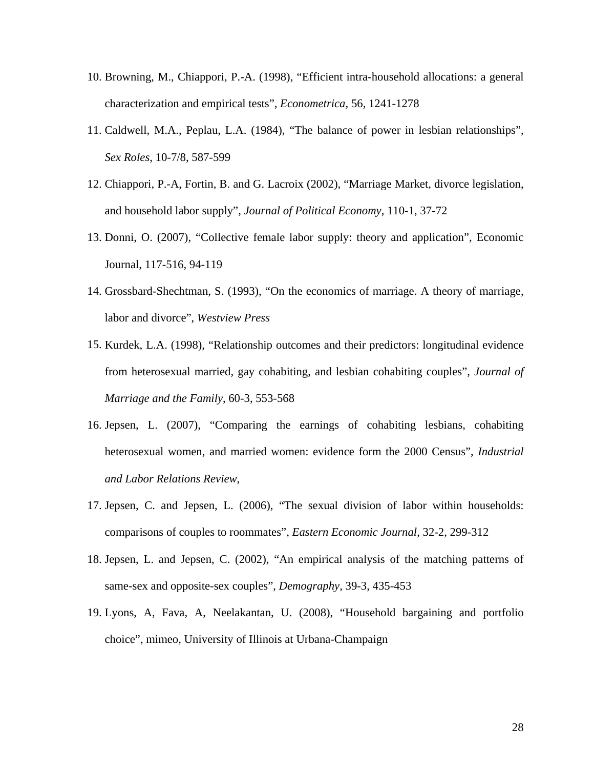10. Browning, M., Chiappori, P.-A. (1998), "Efficient intra-household allocations: a general characterization and empirical tests", *Econometrica*, 56, 1241-1278
11. Caldwell, M.A., Peplau, L.A. (1984), "The balance of power in lesbian relationships", *Sex Roles*, 10-7/8, 587-599
12. Chiappori, P.-A, Fortin, B. and G. Lacroix (2002), "Marriage Market, divorce legislation, and household labor supply", *Journal of Political Economy*, 110-1, 37-72
13. Donni, O. (2007), "Collective female labor supply: theory and application", Economic Journal, 117-516, 94-119
14. Grossbard-Shechtman, S. (1993), "On the economics of marriage. A theory of marriage, labor and divorce", *Westview Press*
15. Kurdek, L.A. (1998), "Relationship outcomes and their predictors: longitudinal evidence from heterosexual married, gay cohabiting, and lesbian cohabiting couples", *Journal of Marriage and the Family*, 60-3, 553-568
16. Jepsen, L. (2007), "Comparing the earnings of cohabiting lesbians, cohabiting heterosexual women, and married women: evidence form the 2000 Census", *Industrial and Labor Relations Review*,
17. Jepsen, C. and Jepsen, L. (2006), "The sexual division of labor within households: comparisons of couples to roommates", *Eastern Economic Journal*, 32-2, 299-312
18. Jepsen, L. and Jepsen, C. (2002), "An empirical analysis of the matching patterns of same-sex and opposite-sex couples", *Demography*, 39-3, 435-453
19. Lyons, A, Fava, A, Neelakantan, U. (2008), "Household bargaining and portfolio choice", mimeo, University of Illinois at Urbana-Champaign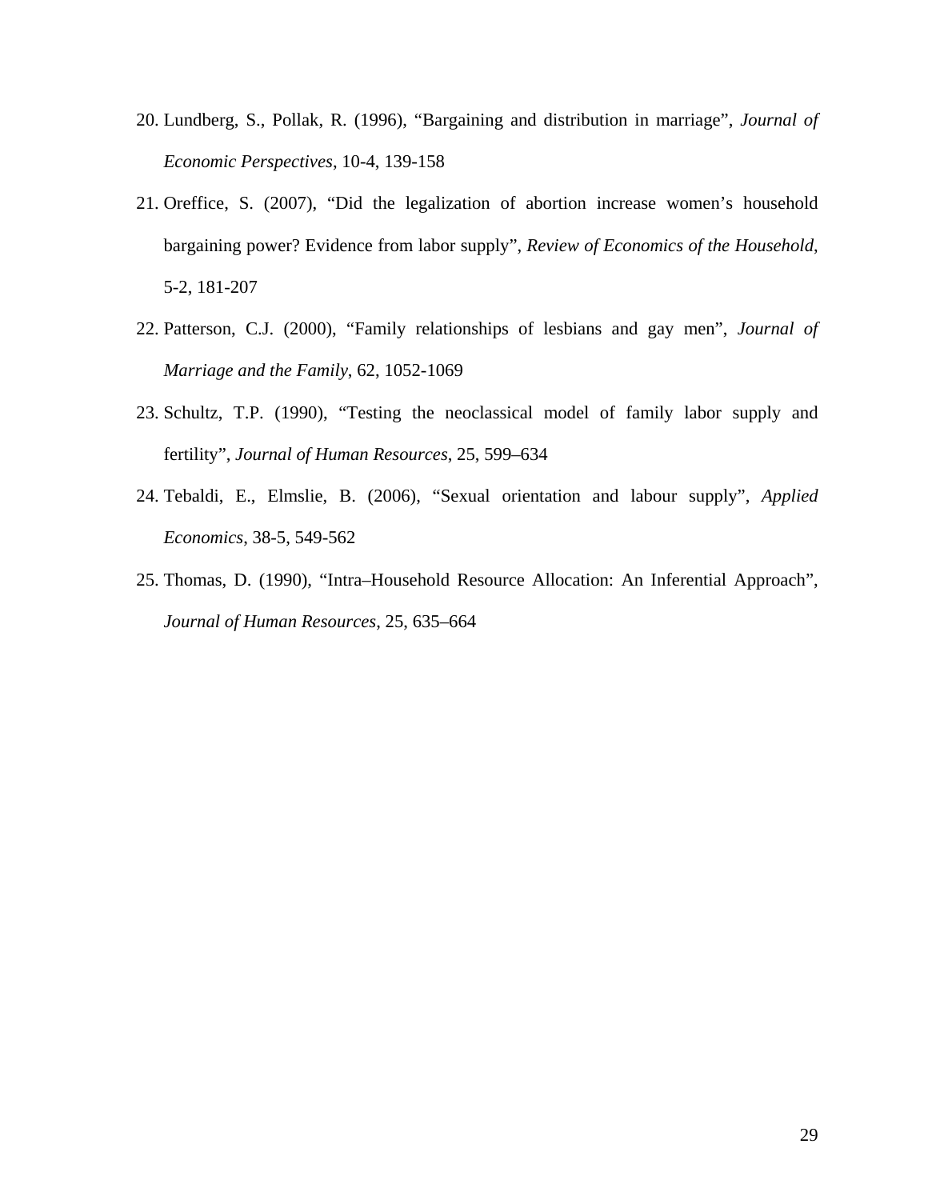20. Lundberg, S., Pollak, R. (1996), "Bargaining and distribution in marriage", *Journal of Economic Perspectives*, 10-4, 139-158
21. Oreffice, S. (2007), "Did the legalization of abortion increase women's household bargaining power? Evidence from labor supply", *Review of Economics of the Household*, 5-2, 181-207
22. Patterson, C.J. (2000), "Family relationships of lesbians and gay men", *Journal of Marriage and the Family*, 62, 1052-1069
23. Schultz, T.P. (1990), "Testing the neoclassical model of family labor supply and fertility", *Journal of Human Resources*, 25, 599–634
24. Tebaldi, E., Elmslie, B. (2006), "Sexual orientation and labour supply", *Applied Economics*, 38-5, 549-562
25. Thomas, D. (1990), "Intra–Household Resource Allocation: An Inferential Approach", *Journal of Human Resources*, 25, 635–664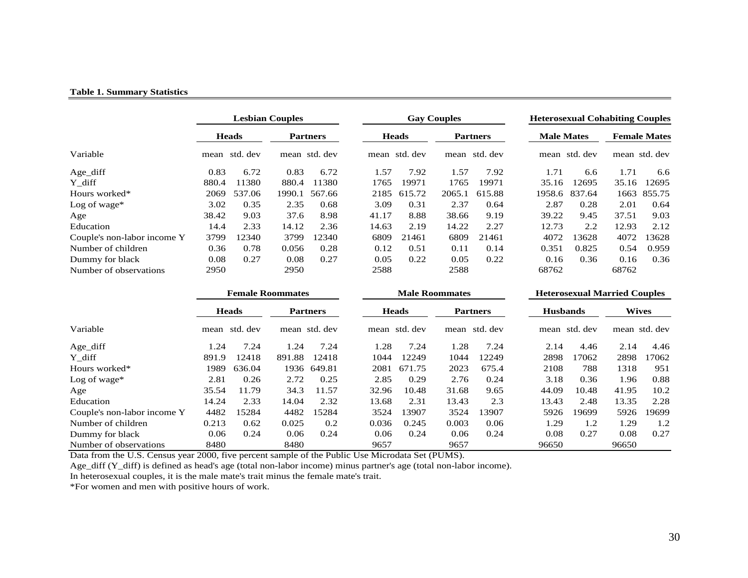**Table 1. Summary Statistics**

| | Lesbian Couples | | | | Gay Couples | | | | Heterosexual Cohabiting Couples | | | |
|---|---|---|---|---|---|---|---|---|---|---|---|---|
| | Heads | | Partners | | Heads | | Partners | | Male Mates | | Female Mates | |
| Variable | mean | std. dev | mean | std. dev | mean | std. dev | mean | std. dev | mean | std. dev | mean | std. dev |
| Age_diff | 0.83 | 6.72 | 0.83 | 6.72 | 1.57 | 7.92 | 1.57 | 7.92 | 1.71 | 6.6 | 1.71 | 6.6 |
| Y_diff | 880.4 | 11380 | 880.4 | 11380 | 1765 | 19971 | 1765 | 19971 | 35.16 | 12695 | 35.16 | 12695 |
| Hours worked* | 2069 | 537.06 | 1990.1 | 567.66 | 2185 | 615.72 | 2065.1 | 615.88 | 1958.6 | 837.64 | 1663 | 855.75 |
| Log of wage* | 3.02 | 0.35 | 2.35 | 0.68 | 3.09 | 0.31 | 2.37 | 0.64 | 2.87 | 0.28 | 2.01 | 0.64 |
| Age | 38.42 | 9.03 | 37.6 | 8.98 | 41.17 | 8.88 | 38.66 | 9.19 | 39.22 | 9.45 | 37.51 | 9.03 |
| Education | 14.4 | 2.33 | 14.12 | 2.36 | 14.63 | 2.19 | 14.22 | 2.27 | 12.73 | 2.2 | 12.93 | 2.12 |
| Couple's non-labor income Y | 3799 | 12340 | 3799 | 12340 | 6809 | 21461 | 6809 | 21461 | 4072 | 13628 | 4072 | 13628 |
| Number of children | 0.36 | 0.78 | 0.056 | 0.28 | 0.12 | 0.51 | 0.11 | 0.14 | 0.351 | 0.825 | 0.54 | 0.959 |
| Dummy for black | 0.08 | 0.27 | 0.08 | 0.27 | 0.05 | 0.22 | 0.05 | 0.22 | 0.16 | 0.36 | 0.16 | 0.36 |
| Number of observations | 2950 | | 2950 | | 2588 | | 2588 | | 68762 | | 68762 | |

| | Female Roommates | | | | Male Roommates | | | | Heterosexual Married Couples | | | |
|---|---|---|---|---|---|---|---|---|---|---|---|---|
| | Heads | | Partners | | Heads | | Partners | | Husbands | | Wives | |
| Variable | mean | std. dev | mean | std. dev | mean | std. dev | mean | std. dev | mean | std. dev | mean | std. dev |
| Age_diff | 1.24 | 7.24 | 1.24 | 7.24 | 1.28 | 7.24 | 1.28 | 7.24 | 2.14 | 4.46 | 2.14 | 4.46 |
| Y_diff | 891.9 | 12418 | 891.88 | 12418 | 1044 | 12249 | 1044 | 12249 | 2898 | 17062 | 2898 | 17062 |
| Hours worked* | 1989 | 636.04 | 1936 | 649.81 | 2081 | 671.75 | 2023 | 675.4 | 2108 | 788 | 1318 | 951 |
| Log of wage* | 2.81 | 0.26 | 2.72 | 0.25 | 2.85 | 0.29 | 2.76 | 0.24 | 3.18 | 0.36 | 1.96 | 0.88 |
| Age | 35.54 | 11.79 | 34.3 | 11.57 | 32.96 | 10.48 | 31.68 | 9.65 | 44.09 | 10.48 | 41.95 | 10.2 |
| Education | 14.24 | 2.33 | 14.04 | 2.32 | 13.68 | 2.31 | 13.43 | 2.3 | 13.43 | 2.48 | 13.35 | 2.28 |
| Couple's non-labor income Y | 4482 | 15284 | 4482 | 15284 | 3524 | 13907 | 3524 | 13907 | 5926 | 19699 | 5926 | 19699 |
| Number of children | 0.213 | 0.62 | 0.025 | 0.2 | 0.036 | 0.245 | 0.003 | 0.06 | 1.29 | 1.2 | 1.29 | 1.2 |
| Dummy for black | 0.06 | 0.24 | 0.06 | 0.24 | 0.06 | 0.24 | 0.06 | 0.24 | 0.08 | 0.27 | 0.08 | 0.27 |
| Number of observations | 8480 | | 8480 | | 9657 | | 9657 | | 96650 | | 96650 | |

Data from the U.S. Census year 2000, five percent sample of the Public Use Microdata Set (PUMS).

Age_diff (Y_diff) is defined as head's age (total non-labor income) minus partner's age (total non-labor income).

In heterosexual couples, it is the male mate's trait minus the female mate's trait.

*For women and men with positive hours of work.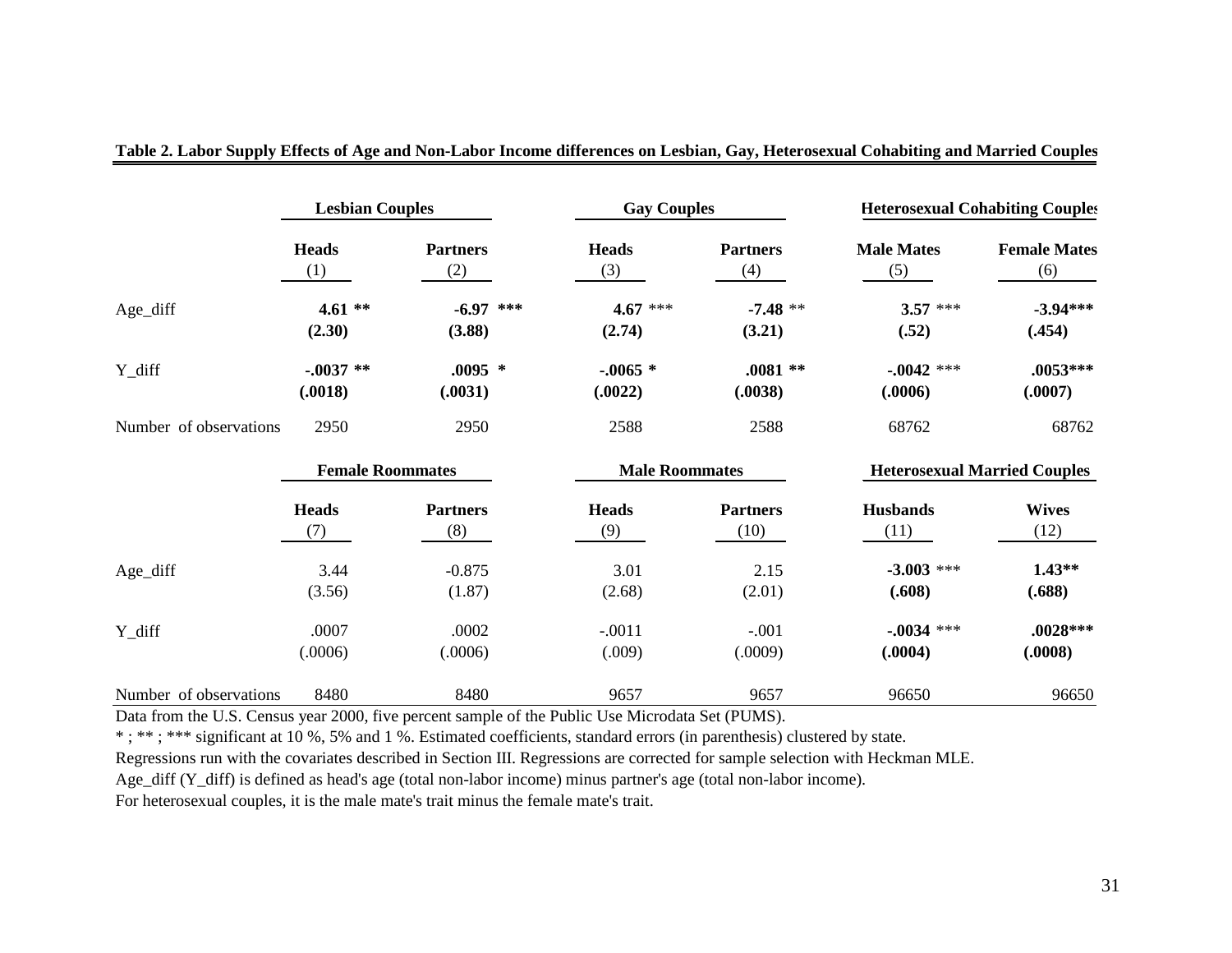**Table 2. Labor Supply Effects of Age and Non-Labor Income differences on Lesbian, Gay, Heterosexual Cohabiting and Married Couples**

| | Lesbian Couples | | Gay Couples | | Heterosexual Cohabiting Couples | |
|---|---|---|---|---|---|---|
| | Heads (1) | Partners (2) | Heads (3) | Partners (4) | Male Mates (5) | Female Mates (6) |
| Age_diff | **4.61 \*\*** | **-6.97 \*\*\*** | **4.67** \*\*\* | **-7.48** \*\* | **3.57** \*\*\* | **-3.94\*\*\*** |
| | **(2.30)** | **(3.88)** | **(2.74)** | **(3.21)** | **(.52)** | **(.454)** |
| Y_diff | **-.0037 \*\*** | **.0095 \*** | **-.0065 \*** | **.0081 \*\*** | **-.0042** \*\*\* | **.0053\*\*\*** |
| | **(.0018)** | **(.0031)** | **(.0022)** | **(.0038)** | **(.0006)** | **(.0007)** |
| Number of observations | 2950 | 2950 | 2588 | 2588 | 68762 | 68762 |

| | Female Roommates | | Male Roommates | | Heterosexual Married Couples | |
|---|---|---|---|---|---|---|
| | Heads (7) | Partners (8) | Heads (9) | Partners (10) | Husbands (11) | Wives (12) |
| Age_diff | 3.44 | -0.875 | 3.01 | 2.15 | **-3.003** \*\*\* | **1.43\*\*** |
| | (3.56) | (1.87) | (2.68) | (2.01) | **(.608)** | **(.688)** |
| Y_diff | .0007 | .0002 | -.0011 | -.001 | **-.0034** \*\*\* | **.0028\*\*\*** |
| | (.0006) | (.0006) | (.009) | (.0009) | **(.0004)** | **(.0008)** |
| Number of observations | 8480 | 8480 | 9657 | 9657 | 96650 | 96650 |

Data from the U.S. Census year 2000, five percent sample of the Public Use Microdata Set (PUMS).

* ; ** ; *** significant at 10 %, 5% and 1 %. Estimated coefficients, standard errors (in parenthesis) clustered by state.

Regressions run with the covariates described in Section III. Regressions are corrected for sample selection with Heckman MLE.

Age_diff (Y_diff) is defined as head's age (total non-labor income) minus partner's age (total non-labor income).

For heterosexual couples, it is the male mate's trait minus the female mate's trait.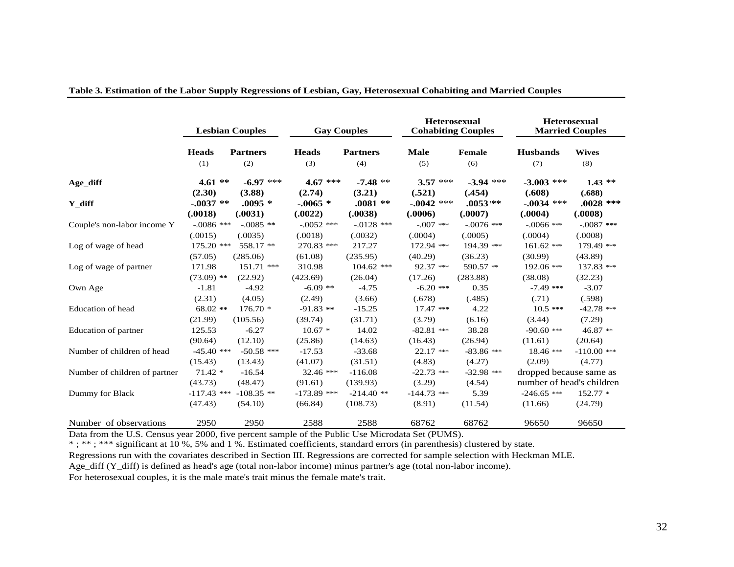**Table 3. Estimation of the Labor Supply Regressions of Lesbian, Gay, Heterosexual Cohabiting and Married Couples**

| | Lesbian Couples | | Gay Couples | | Heterosexual Cohabiting Couples | | Heterosexual Married Couples | |
|---|---|---|---|---|---|---|---|---|
| | **Heads** | **Partners** | **Heads** | **Partners** | **Male** | **Female** | **Husbands** | **Wives** |
| | (1) | (2) | (3) | (4) | (5) | (6) | (7) | (8) |
| **Age_diff** | **4.61 \*\*** | **-6.97** \*\*\* | **4.67** \*\*\* | **-7.48** \*\* | **3.57** \*\*\* | **-3.94** \*\*\* | **-3.003** \*\*\* | **1.43** \*\* |
| | **(2.30)** | **(3.88)** | **(2.74)** | **(3.21)** | **(.521)** | **(.454)** | **(.608)** | **(.688)** |
| **Y_diff** | **-.0037 \*\*** | **.0095 \*** | **-.0065 \*** | **.0081 \*\*** | **-.0042** \*\*\* | **.0053 \*\*** | **-.0034** \*\*\* | **.0028 \*\*\*** |
| | **(.0018)** | **(.0031)** | **(.0022)** | **(.0038)** | **(.0006)** | **(.0007)** | **(.0004)** | **(.0008)** |
| Couple's non-labor income Y | -.0086 \*\*\* | -.0085 **\*\*** | -.0052 \*\*\* | -.0128 \*\*\* | -.007 \*\*\* | -.0076 **\*\*\*** | -.0066 \*\*\* | -.0087 **\*\*\*** |
| | (.0015) | (.0035) | (.0018) | (.0032) | (.0004) | (.0005) | (.0004) | (.0008) |
| Log of wage of head | 175.20 \*\*\* | 558.17 \*\* | 270.83 \*\*\* | 217.27 | 172.94 \*\*\* | 194.39 \*\*\* | 161.62 \*\*\* | 179.49 \*\*\* |
| | (57.05) | (285.06) | (61.08) | (235.95) | (40.29) | (36.23) | (30.99) | (43.89) |
| Log of wage of partner | 171.98 | 151.71 \*\*\* | 310.98 | 104.62 \*\*\* | 92.37 \*\*\* | 590.57 \*\* | 192.06 \*\*\* | 137.83 \*\*\* |
| | (73.09) **\*\*** | (22.92) | (423.69) | (26.04) | (17.26) | (283.88) | (38.08) | (32.23) |
| Own Age | -1.81 | -4.92 | -6.09 **\*\*** | -4.75 | -6.20 **\*\*\*** | 0.35 | -7.49 **\*\*\*** | -3.07 |
| | (2.31) | (4.05) | (2.49) | (3.66) | (.678) | (.485) | (.71) | (.598) |
| Education of head | 68.02 **\*\*** | 176.70 \* | -91.83 **\*\*** | -15.25 | 17.47 **\*\*\*** | 4.22 | 10.5 **\*\*\*** | -42.78 \*\*\* |
| | (21.99) | (105.56) | (39.74) | (31.71) | (3.79) | (6.16) | (3.44) | (7.29) |
| Education of partner | 125.53 | -6.27 | 10.67 \* | 14.02 | -82.81 \*\*\* | 38.28 | -90.60 \*\*\* | 46.87 \*\* |
| | (90.64) | (12.10) | (25.86) | (14.63) | (16.43) | (26.94) | (11.61) | (20.64) |
| Number of children of head | -45.40 \*\*\* | -50.58 \*\*\* | -17.53 | -33.68 | 22.17 \*\*\* | -83.86 \*\*\* | 18.46 \*\*\* | -110.00 \*\*\* |
| | (15.43) | (13.43) | (41.07) | (31.51) | (4.83) | (4.27) | (2.09) | (4.77) |
| Number of children of partner | 71.42 \* | -16.54 | 32.46 \*\*\* | -116.08 | -22.73 \*\*\* | -32.98 \*\*\* | dropped because same as | |
| | (43.73) | (48.47) | (91.61) | (139.93) | (3.29) | (4.54) | number of head's children | |
| Dummy for Black | -117.43 \*\*\* | -108.35 \*\* | -173.89 \*\*\* | -214.40 \*\* | -144.73 \*\*\* | 5.39 | -246.65 \*\*\* | 152.77 \* |
| | (47.43) | (54.10) | (66.84) | (108.73) | (8.91) | (11.54) | (11.66) | (24.79) |
| Number of observations | 2950 | 2950 | 2588 | 2588 | 68762 | 68762 | 96650 | 96650 |

Data from the U.S. Census year 2000, five percent sample of the Public Use Microdata Set (PUMS).

* ; ** ; *** significant at 10 %, 5% and 1 %. Estimated coefficients, standard errors (in parenthesis) clustered by state.

Regressions run with the covariates described in Section III. Regressions are corrected for sample selection with Heckman MLE.

Age_diff (Y_diff) is defined as head's age (total non-labor income) minus partner's age (total non-labor income).

For heterosexual couples, it is the male mate's trait minus the female mate's trait.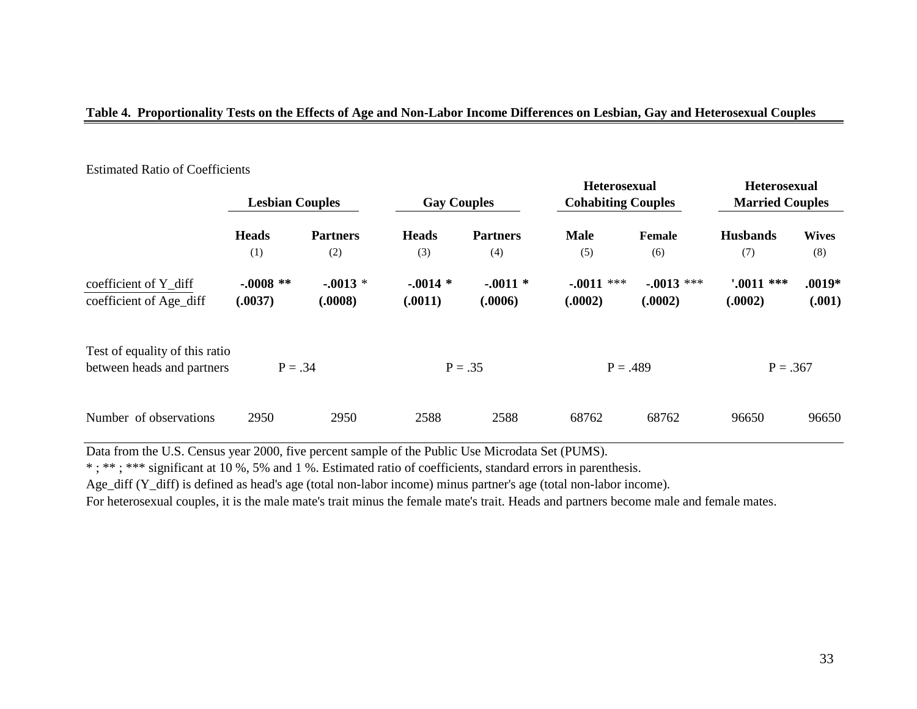**Table 4. Proportionality Tests on the Effects of Age and Non-Labor Income Differences on Lesbian, Gay and Heterosexual Couples**

Estimated Ratio of Coefficients

| | Lesbian Couples | | Gay Couples | | Heterosexual Cohabiting Couples | | Heterosexual Married Couples | |
|---|---|---|---|---|---|---|---|---|
| | **Heads** | **Partners** | **Heads** | **Partners** | **Male** | **Female** | **Husbands** | **Wives** |
| | (1) | (2) | (3) | (4) | (5) | (6) | (7) | (8) |
| coefficient of Y_diff / coefficient of Age_diff | **-.0008 \*\*** **(.0037)** | **-.0013** \* **(.0008)** | **-.0014 \*** **(.0011)** | **-.0011 \*** **(.0006)** | **-.0011** \*\*\* **(.0002)** | **-.0013** \*\*\* **(.0002)** | **'.0011 \*\*\*** **(.0002)** | **.0019\*** **(.001)** |
| Test of equality of this ratio between heads and partners | P = .34 | | P = .35 | | P = .489 | | P = .367 | |
| Number of observations | 2950 | 2950 | 2588 | 2588 | 68762 | 68762 | 96650 | 96650 |

Data from the U.S. Census year 2000, five percent sample of the Public Use Microdata Set (PUMS).

* ; ** ; *** significant at 10 %, 5% and 1 %. Estimated ratio of coefficients, standard errors in parenthesis.

Age_diff (Y_diff) is defined as head's age (total non-labor income) minus partner's age (total non-labor income).

For heterosexual couples, it is the male mate's trait minus the female mate's trait. Heads and partners become male and female mates.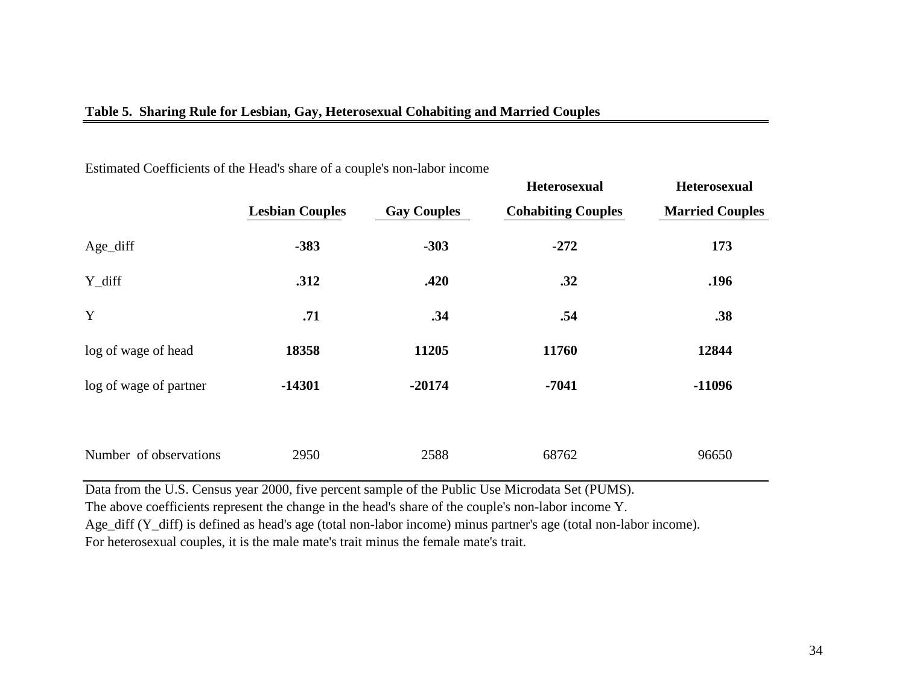**Table 5. Sharing Rule for Lesbian, Gay, Heterosexual Cohabiting and Married Couples**

Estimated Coefficients of the Head's share of a couple's non-labor income

| | Lesbian Couples | Gay Couples | Heterosexual Cohabiting Couples | Heterosexual Married Couples |
|---|---|---|---|---|
| Age_diff | **-383** | **-303** | **-272** | **173** |
| Y_diff | **.312** | **.420** | **.32** | **.196** |
| Y | **.71** | **.34** | **.54** | **.38** |
| log of wage of head | **18358** | **11205** | **11760** | **12844** |
| log of wage of partner | **-14301** | **-20174** | **-7041** | **-11096** |
| Number of observations | 2950 | 2588 | 68762 | 96650 |

Data from the U.S. Census year 2000, five percent sample of the Public Use Microdata Set (PUMS).
The above coefficients represent the change in the head's share of the couple's non-labor income Y.
Age_diff (Y_diff) is defined as head's age (total non-labor income) minus partner's age (total non-labor income).
For heterosexual couples, it is the male mate's trait minus the female mate's trait.